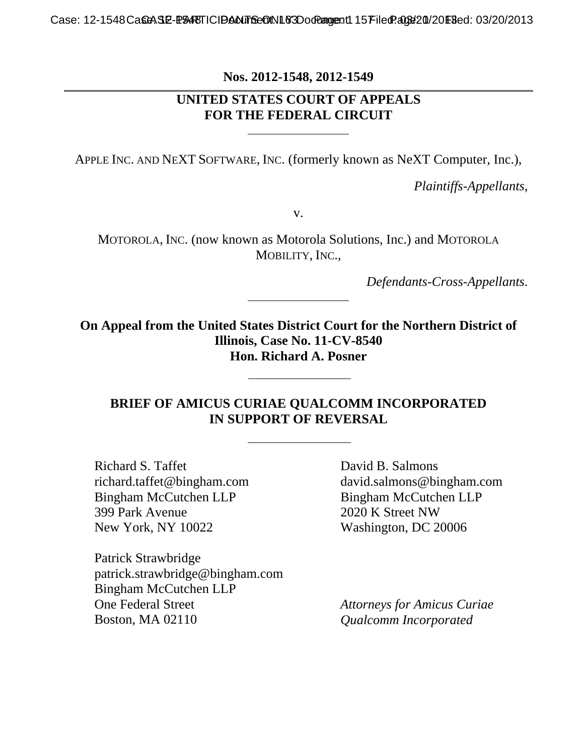**Nos. 2012-1548, 2012-1549**

---

**UNITED STATES COURT OF APPEALS**
**FOR THE FEDERAL CIRCUIT**

---

APPLE INC. AND NEXT SOFTWARE, INC. (formerly known as NeXT Computer, Inc.),

*Plaintiffs-Appellants,*

v.

MOTOROLA, INC. (now known as Motorola Solutions, Inc.) and MOTOROLA MOBILITY, INC.,

*Defendants-Cross-Appellants.*

---

**On Appeal from the United States District Court for the Northern District of Illinois, Case No. 11-CV-8540**
**Hon. Richard A. Posner**

---

**BRIEF OF AMICUS CURIAE QUALCOMM INCORPORATED IN SUPPORT OF REVERSAL**

---

Richard S. Taffet
richard.taffet@bingham.com
Bingham McCutchen LLP
399 Park Avenue
New York, NY 10022

Patrick Strawbridge
patrick.strawbridge@bingham.com
Bingham McCutchen LLP
One Federal Street
Boston, MA 02110

David B. Salmons
david.salmons@bingham.com
Bingham McCutchen LLP
2020 K Street NW
Washington, DC 20006

*Attorneys for Amicus Curiae Qualcomm Incorporated*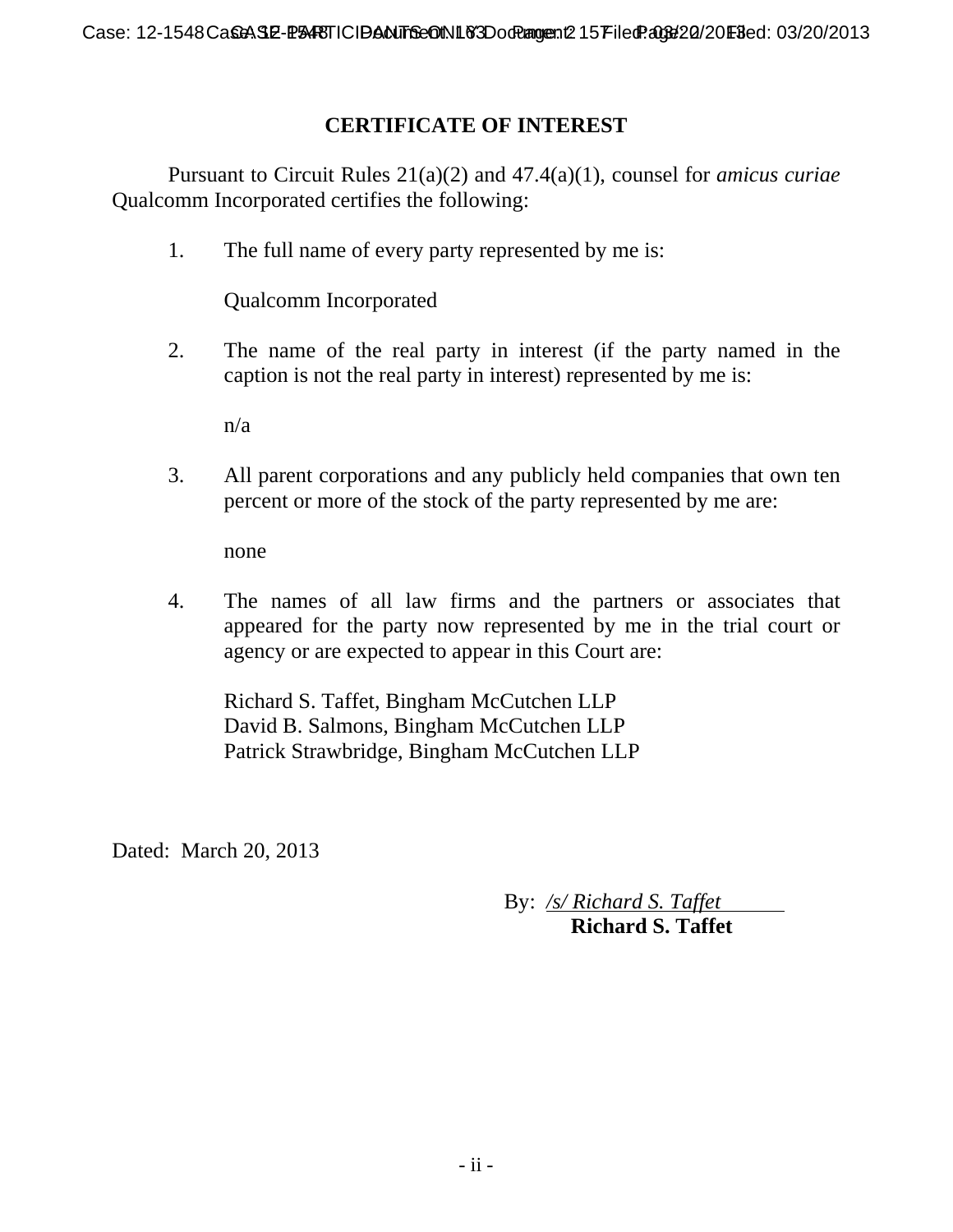## CERTIFICATE OF INTEREST

Pursuant to Circuit Rules 21(a)(2) and 47.4(a)(1), counsel for *amicus curiae* Qualcomm Incorporated certifies the following:

1. The full name of every party represented by me is:

   Qualcomm Incorporated

2. The name of the real party in interest (if the party named in the caption is not the real party in interest) represented by me is:

   n/a

3. All parent corporations and any publicly held companies that own ten percent or more of the stock of the party represented by me are:

   none

4. The names of all law firms and the partners or associates that appeared for the party now represented by me in the trial court or agency or are expected to appear in this Court are:

   Richard S. Taffet, Bingham McCutchen LLP
   David B. Salmons, Bingham McCutchen LLP
   Patrick Strawbridge, Bingham McCutchen LLP

Dated: March 20, 2013

By: */s/ Richard S. Taffet*
**Richard S. Taffet**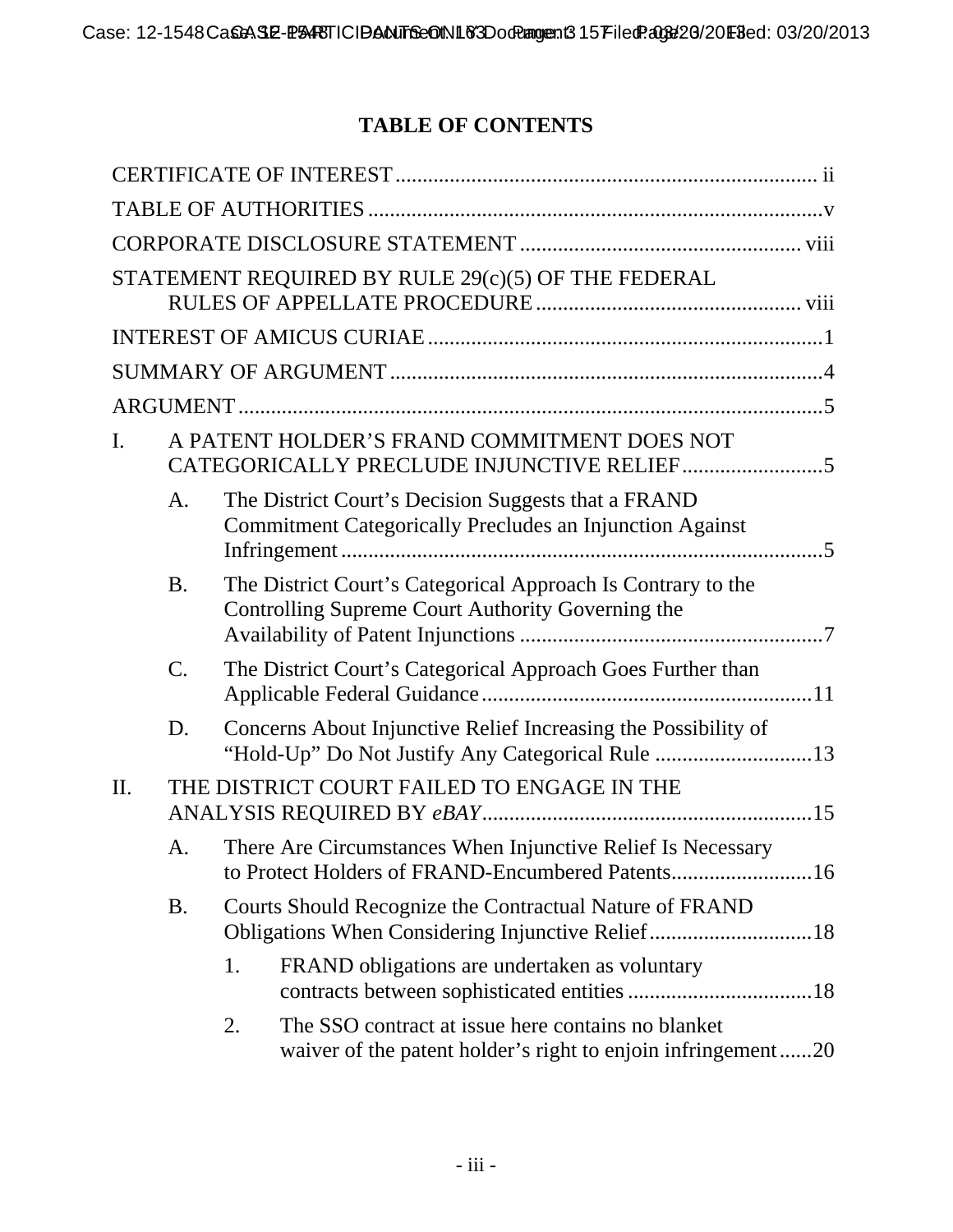# TABLE OF CONTENTS

CERTIFICATE OF INTEREST .......... ii

TABLE OF AUTHORITIES .......... v

CORPORATE DISCLOSURE STATEMENT .......... viii

STATEMENT REQUIRED BY RULE 29(c)(5) OF THE FEDERAL RULES OF APPELLATE PROCEDURE .......... viii

INTEREST OF AMICUS CURIAE .......... 1

SUMMARY OF ARGUMENT .......... 4

ARGUMENT .......... 5

I. A PATENT HOLDER'S FRAND COMMITMENT DOES NOT CATEGORICALLY PRECLUDE INJUNCTIVE RELIEF .......... 5

  A. The District Court's Decision Suggests that a FRAND Commitment Categorically Precludes an Injunction Against Infringement .......... 5

  B. The District Court's Categorical Approach Is Contrary to the Controlling Supreme Court Authority Governing the Availability of Patent Injunctions .......... 7

  C. The District Court's Categorical Approach Goes Further than Applicable Federal Guidance .......... 11

  D. Concerns About Injunctive Relief Increasing the Possibility of "Hold-Up" Do Not Justify Any Categorical Rule .......... 13

II. THE DISTRICT COURT FAILED TO ENGAGE IN THE ANALYSIS REQUIRED BY *eBAY* .......... 15

  A. There Are Circumstances When Injunctive Relief Is Necessary to Protect Holders of FRAND-Encumbered Patents .......... 16

  B. Courts Should Recognize the Contractual Nature of FRAND Obligations When Considering Injunctive Relief .......... 18

    1. FRAND obligations are undertaken as voluntary contracts between sophisticated entities .......... 18

    2. The SSO contract at issue here contains no blanket waiver of the patent holder's right to enjoin infringement .......... 20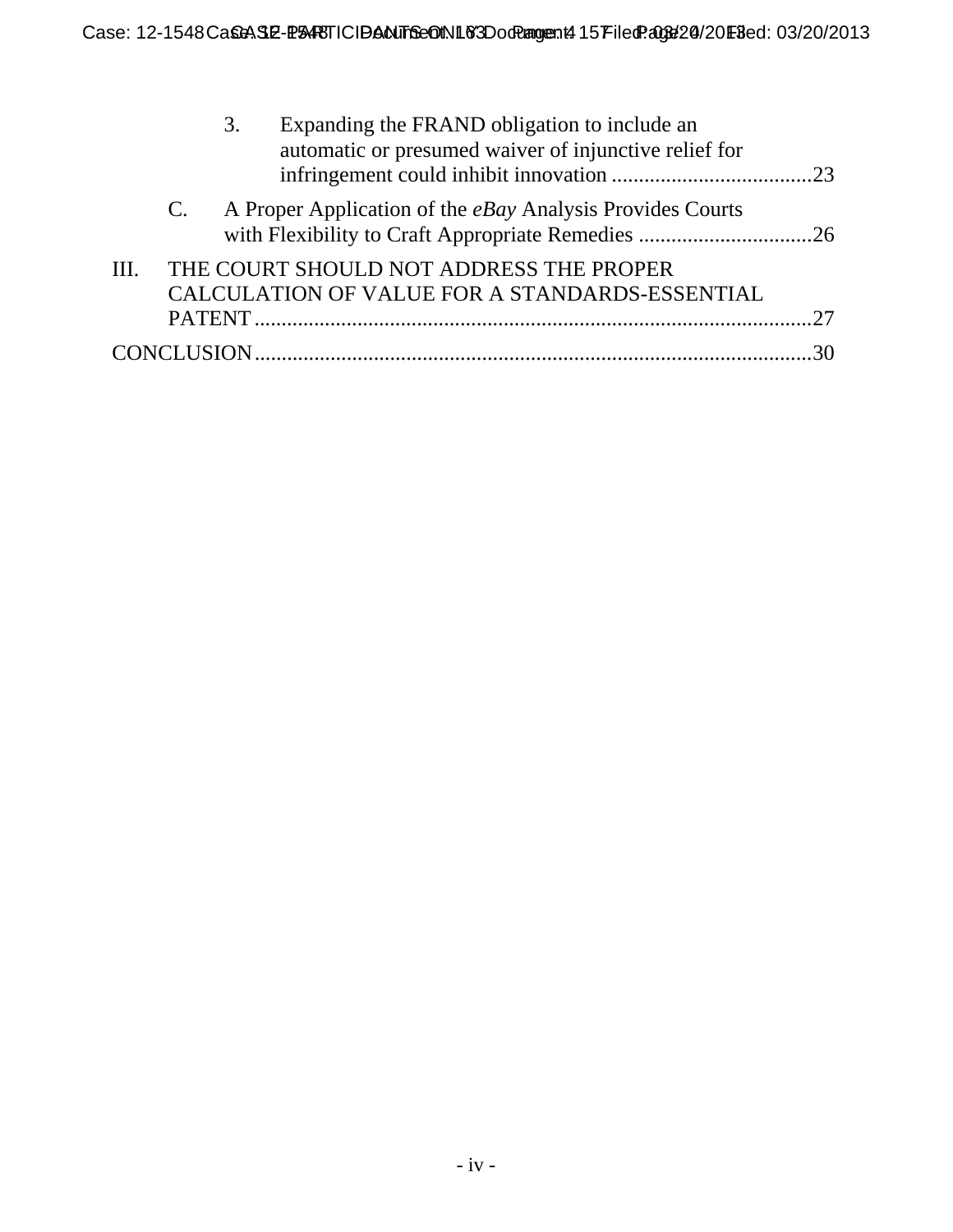3. Expanding the FRAND obligation to include an automatic or presumed waiver of injunctive relief for infringement could inhibit innovation ....................................23

C. A Proper Application of the *eBay* Analysis Provides Courts with Flexibility to Craft Appropriate Remedies ................................26

III. THE COURT SHOULD NOT ADDRESS THE PROPER CALCULATION OF VALUE FOR A STANDARDS-ESSENTIAL PATENT .....................................................................................................27

CONCLUSION.....................................................................................................30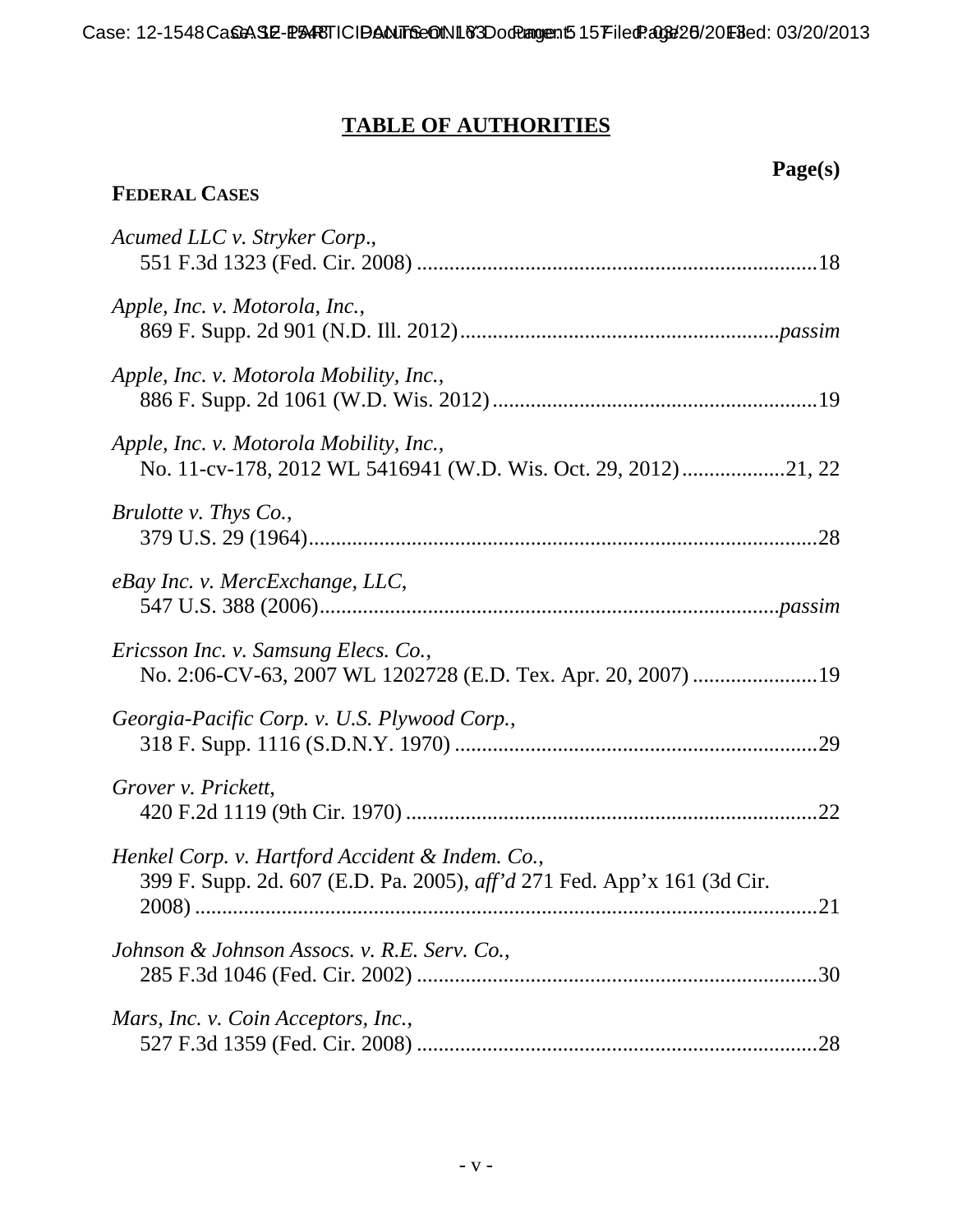## TABLE OF AUTHORITIES

**Page(s)**

**FEDERAL CASES**

*Acumed LLC v. Stryker Corp.*,
551 F.3d 1323 (Fed. Cir. 2008) ........................................................................18

*Apple, Inc. v. Motorola, Inc.*,
869 F. Supp. 2d 901 (N.D. Ill. 2012)........................................................*passim*

*Apple, Inc. v. Motorola Mobility, Inc.*,
886 F. Supp. 2d 1061 (W.D. Wis. 2012)...........................................................19

*Apple, Inc. v. Motorola Mobility, Inc.*,
No. 11-cv-178, 2012 WL 5416941 (W.D. Wis. Oct. 29, 2012)..................21, 22

*Brulotte v. Thys Co.*,
379 U.S. 29 (1964)..............................................................................................28

*eBay Inc. v. MercExchange, LLC*,
547 U.S. 388 (2006)..................................................................................*passim*

*Ericsson Inc. v. Samsung Elecs. Co.*,
No. 2:06-CV-63, 2007 WL 1202728 (E.D. Tex. Apr. 20, 2007) ......................19

*Georgia-Pacific Corp. v. U.S. Plywood Corp.*,
318 F. Supp. 1116 (S.D.N.Y. 1970) ..................................................................29

*Grover v. Prickett*,
420 F.2d 1119 (9th Cir. 1970) ...........................................................................22

*Henkel Corp. v. Hartford Accident & Indem. Co.*,
399 F. Supp. 2d. 607 (E.D. Pa. 2005), *aff'd* 271 Fed. App'x 161 (3d Cir.
2008) ..................................................................................................................21

*Johnson & Johnson Assocs. v. R.E. Serv. Co.*,
285 F.3d 1046 (Fed. Cir. 2002) .........................................................................30

*Mars, Inc. v. Coin Acceptors, Inc.*,
527 F.3d 1359 (Fed. Cir. 2008) .........................................................................28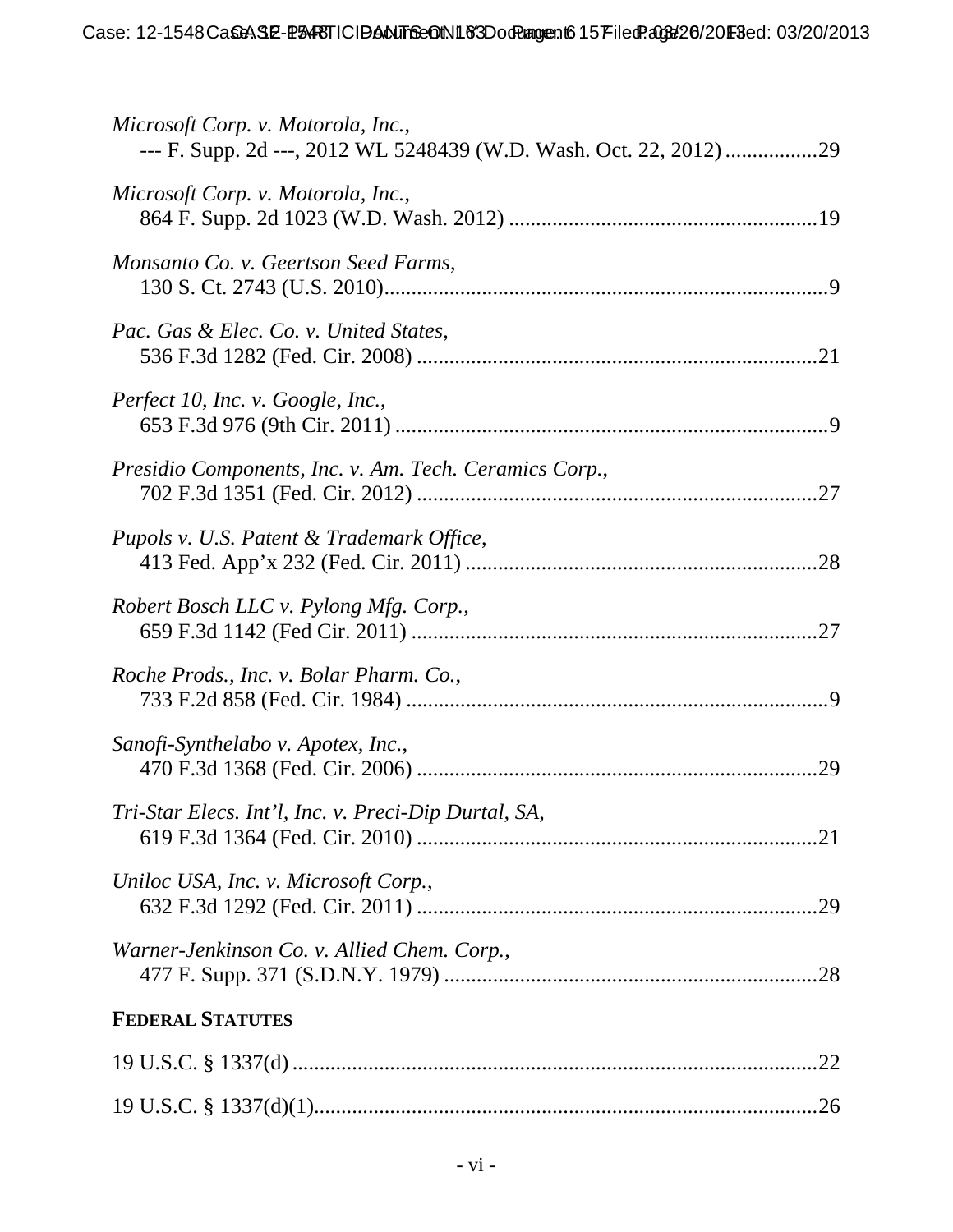*Microsoft Corp. v. Motorola, Inc.*,
--- F. Supp. 2d ---, 2012 WL 5248439 (W.D. Wash. Oct. 22, 2012) .................29

*Microsoft Corp. v. Motorola, Inc.*,
864 F. Supp. 2d 1023 (W.D. Wash. 2012) .........................................................19

*Monsanto Co. v. Geertson Seed Farms*,
130 S. Ct. 2743 (U.S. 2010)..................................................................................9

*Pac. Gas & Elec. Co. v. United States*,
536 F.3d 1282 (Fed. Cir. 2008) ..........................................................................21

*Perfect 10, Inc. v. Google, Inc.*,
653 F.3d 976 (9th Cir. 2011) ................................................................................9

*Presidio Components, Inc. v. Am. Tech. Ceramics Corp.*,
702 F.3d 1351 (Fed. Cir. 2012) ..........................................................................27

*Pupols v. U.S. Patent & Trademark Office*,
413 Fed. App'x 232 (Fed. Cir. 2011) .................................................................28

*Robert Bosch LLC v. Pylong Mfg. Corp.*,
659 F.3d 1142 (Fed Cir. 2011) ...........................................................................27

*Roche Prods., Inc. v. Bolar Pharm. Co.*,
733 F.2d 858 (Fed. Cir. 1984) ..............................................................................9

*Sanofi-Synthelabo v. Apotex, Inc.*,
470 F.3d 1368 (Fed. Cir. 2006) ..........................................................................29

*Tri-Star Elecs. Int'l, Inc. v. Preci-Dip Durtal, SA*,
619 F.3d 1364 (Fed. Cir. 2010) ..........................................................................21

*Uniloc USA, Inc. v. Microsoft Corp.*,
632 F.3d 1292 (Fed. Cir. 2011) ..........................................................................29

*Warner-Jenkinson Co. v. Allied Chem. Corp.*,
477 F. Supp. 371 (S.D.N.Y. 1979) .....................................................................28

**FEDERAL STATUTES**

19 U.S.C. § 1337(d) ..................................................................................................22

19 U.S.C. § 1337(d)(1)..............................................................................................26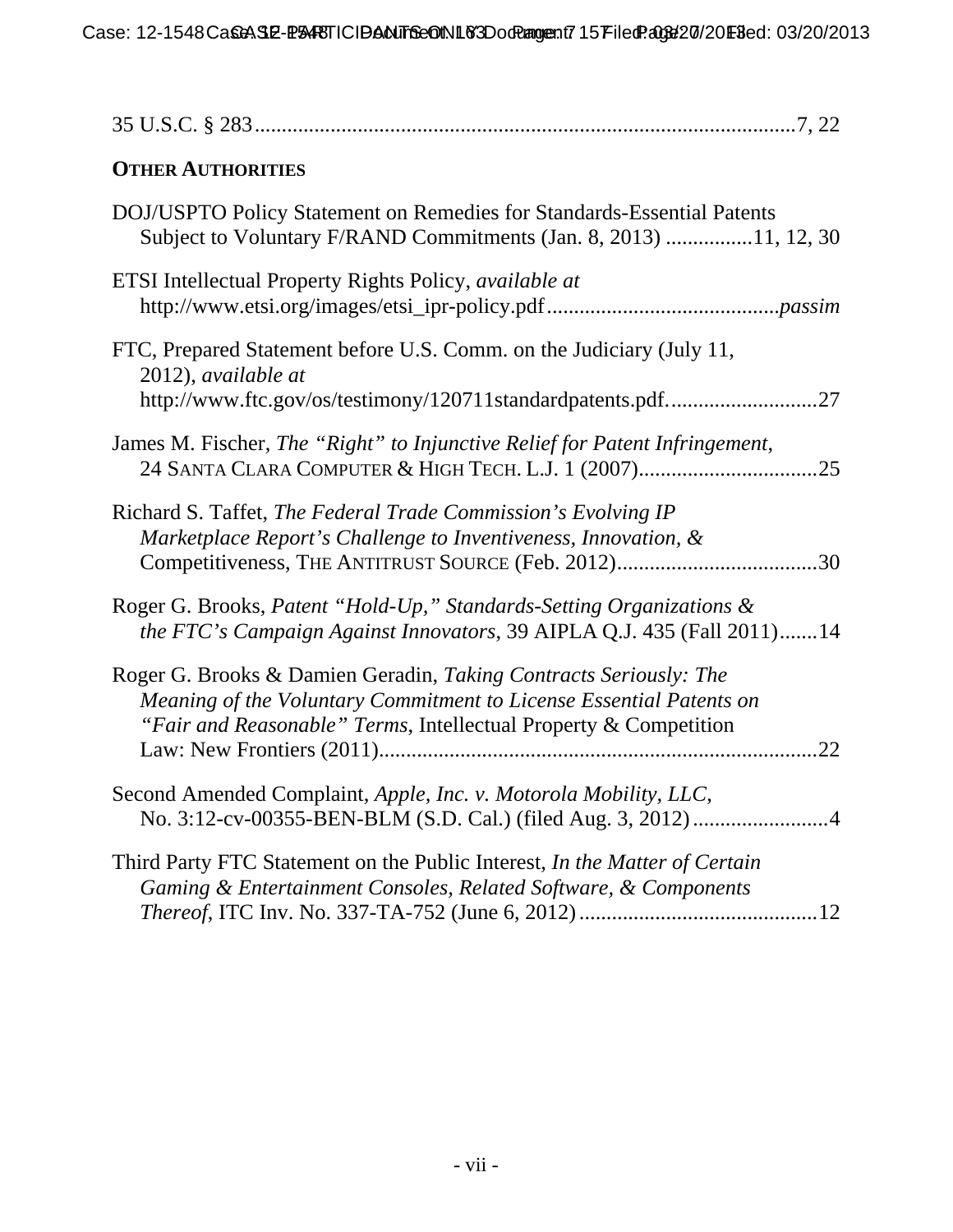35 U.S.C. § 283...................................................................................................7, 22

**OTHER AUTHORITIES**

DOJ/USPTO Policy Statement on Remedies for Standards-Essential Patents Subject to Voluntary F/RAND Commitments (Jan. 8, 2013) ...............11, 12, 30

ETSI Intellectual Property Rights Policy, *available at* http://www.etsi.org/images/etsi_ipr-policy.pdf..........................................*passim*

FTC, Prepared Statement before U.S. Comm. on the Judiciary (July 11, 2012), *available at* http://www.ftc.gov/os/testimony/120711standardpatents.pdf...........................27

James M. Fischer, *The "Right" to Injunctive Relief for Patent Infringement*, 24 SANTA CLARA COMPUTER & HIGH TECH. L.J. 1 (2007).................................25

Richard S. Taffet, *The Federal Trade Commission's Evolving IP Marketplace Report's Challenge to Inventiveness, Innovation, & Competitiveness*, THE ANTITRUST SOURCE (Feb. 2012).....................................30

Roger G. Brooks, *Patent "Hold-Up," Standards-Setting Organizations & the FTC's Campaign Against Innovators*, 39 AIPLA Q.J. 435 (Fall 2011).......14

Roger G. Brooks & Damien Geradin, *Taking Contracts Seriously: The Meaning of the Voluntary Commitment to License Essential Patents on "Fair and Reasonable" Terms*, Intellectual Property & Competition Law: New Frontiers (2011)................................................................................22

Second Amended Complaint, *Apple, Inc. v. Motorola Mobility, LLC*, No. 3:12-cv-00355-BEN-BLM (S.D. Cal.) (filed Aug. 3, 2012).........................4

Third Party FTC Statement on the Public Interest, *In the Matter of Certain Gaming & Entertainment Consoles, Related Software, & Components Thereof*, ITC Inv. No. 337-TA-752 (June 6, 2012)............................................12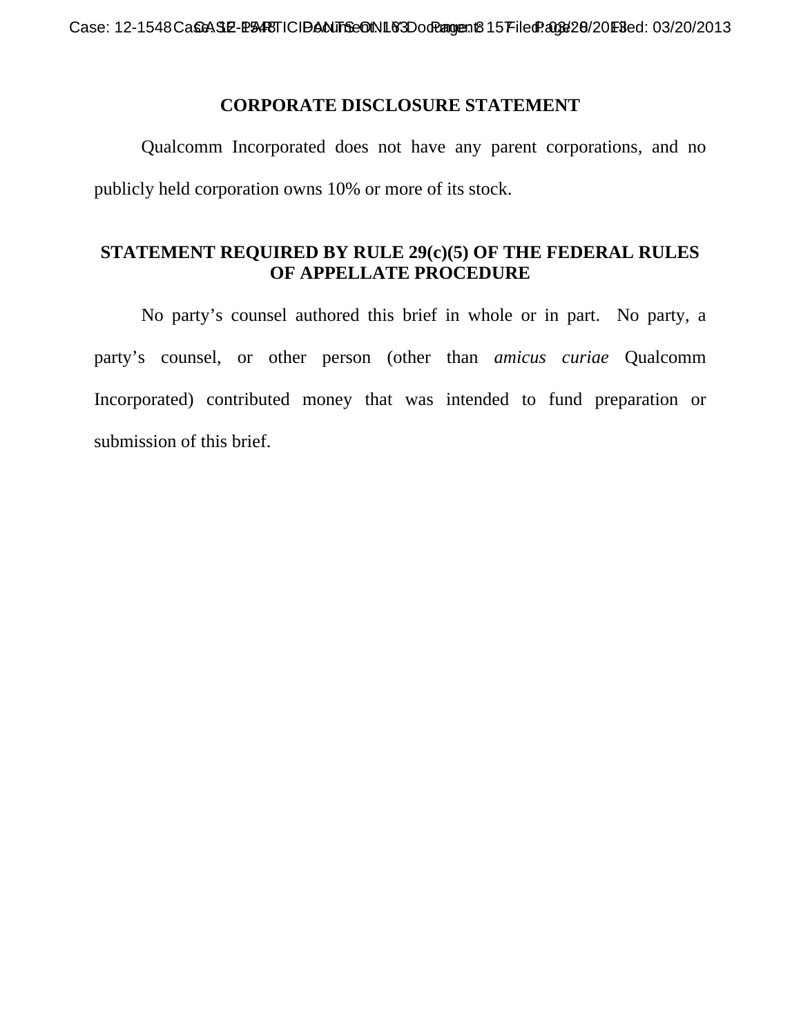## CORPORATE DISCLOSURE STATEMENT

Qualcomm Incorporated does not have any parent corporations, and no publicly held corporation owns 10% or more of its stock.

## STATEMENT REQUIRED BY RULE 29(c)(5) OF THE FEDERAL RULES OF APPELLATE PROCEDURE

No party's counsel authored this brief in whole or in part. No party, a party's counsel, or other person (other than *amicus curiae* Qualcomm Incorporated) contributed money that was intended to fund preparation or submission of this brief.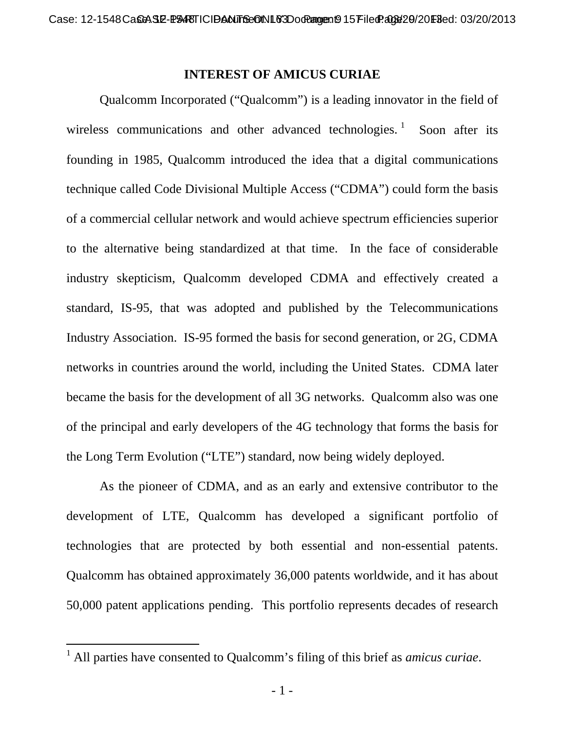## INTEREST OF AMICUS CURIAE

Qualcomm Incorporated ("Qualcomm") is a leading innovator in the field of wireless communications and other advanced technologies.[1] Soon after its founding in 1985, Qualcomm introduced the idea that a digital communications technique called Code Divisional Multiple Access ("CDMA") could form the basis of a commercial cellular network and would achieve spectrum efficiencies superior to the alternative being standardized at that time. In the face of considerable industry skepticism, Qualcomm developed CDMA and effectively created a standard, IS-95, that was adopted and published by the Telecommunications Industry Association. IS-95 formed the basis for second generation, or 2G, CDMA networks in countries around the world, including the United States. CDMA later became the basis for the development of all 3G networks. Qualcomm also was one of the principal and early developers of the 4G technology that forms the basis for the Long Term Evolution ("LTE") standard, now being widely deployed.

As the pioneer of CDMA, and as an early and extensive contributor to the development of LTE, Qualcomm has developed a significant portfolio of technologies that are protected by both essential and non-essential patents. Qualcomm has obtained approximately 36,000 patents worldwide, and it has about 50,000 patent applications pending. This portfolio represents decades of research

[1] All parties have consented to Qualcomm's filing of this brief as *amicus curiae*.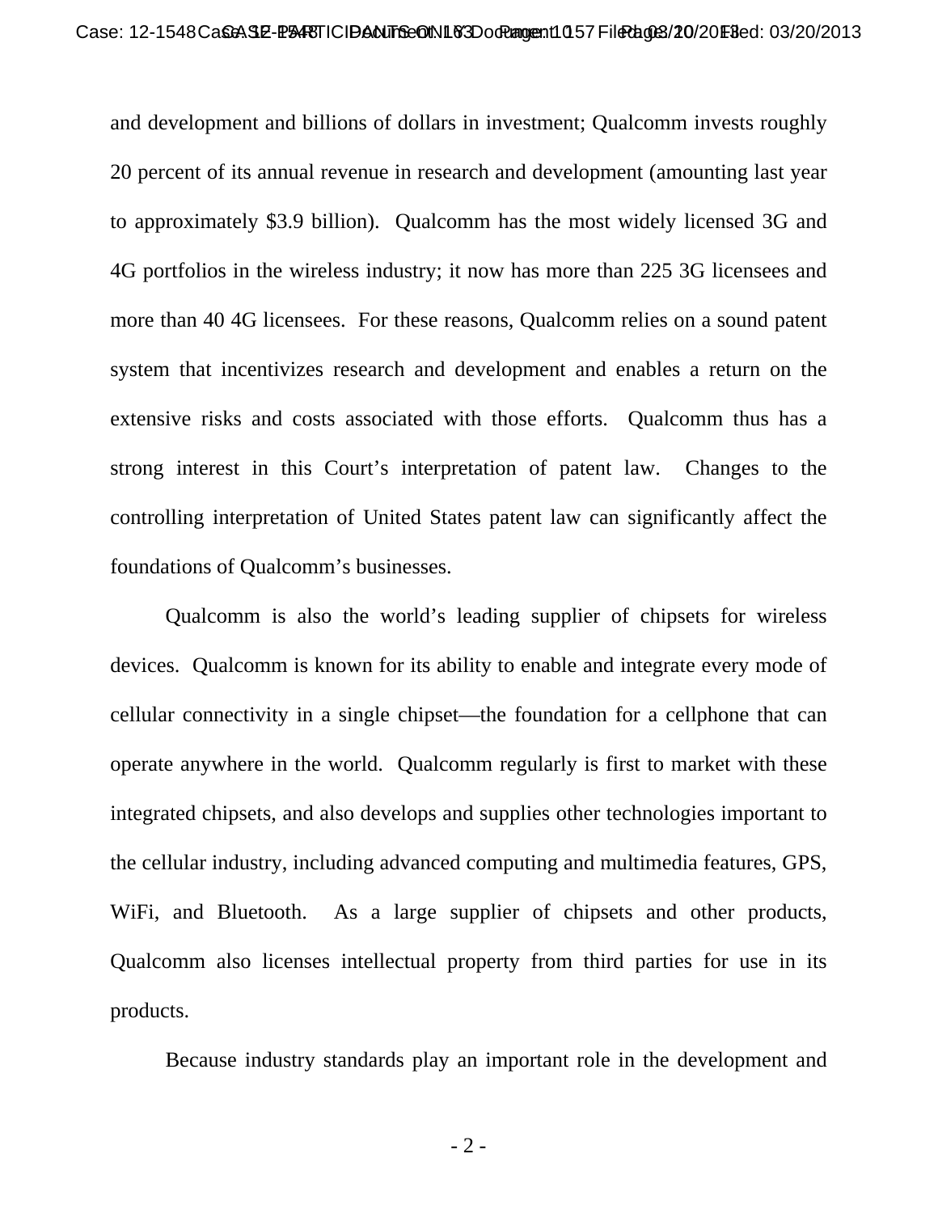and development and billions of dollars in investment; Qualcomm invests roughly 20 percent of its annual revenue in research and development (amounting last year to approximately $3.9 billion). Qualcomm has the most widely licensed 3G and 4G portfolios in the wireless industry; it now has more than 225 3G licensees and more than 40 4G licensees. For these reasons, Qualcomm relies on a sound patent system that incentivizes research and development and enables a return on the extensive risks and costs associated with those efforts. Qualcomm thus has a strong interest in this Court's interpretation of patent law. Changes to the controlling interpretation of United States patent law can significantly affect the foundations of Qualcomm's businesses.

Qualcomm is also the world's leading supplier of chipsets for wireless devices. Qualcomm is known for its ability to enable and integrate every mode of cellular connectivity in a single chipset—the foundation for a cellphone that can operate anywhere in the world. Qualcomm regularly is first to market with these integrated chipsets, and also develops and supplies other technologies important to the cellular industry, including advanced computing and multimedia features, GPS, WiFi, and Bluetooth. As a large supplier of chipsets and other products, Qualcomm also licenses intellectual property from third parties for use in its products.

Because industry standards play an important role in the development and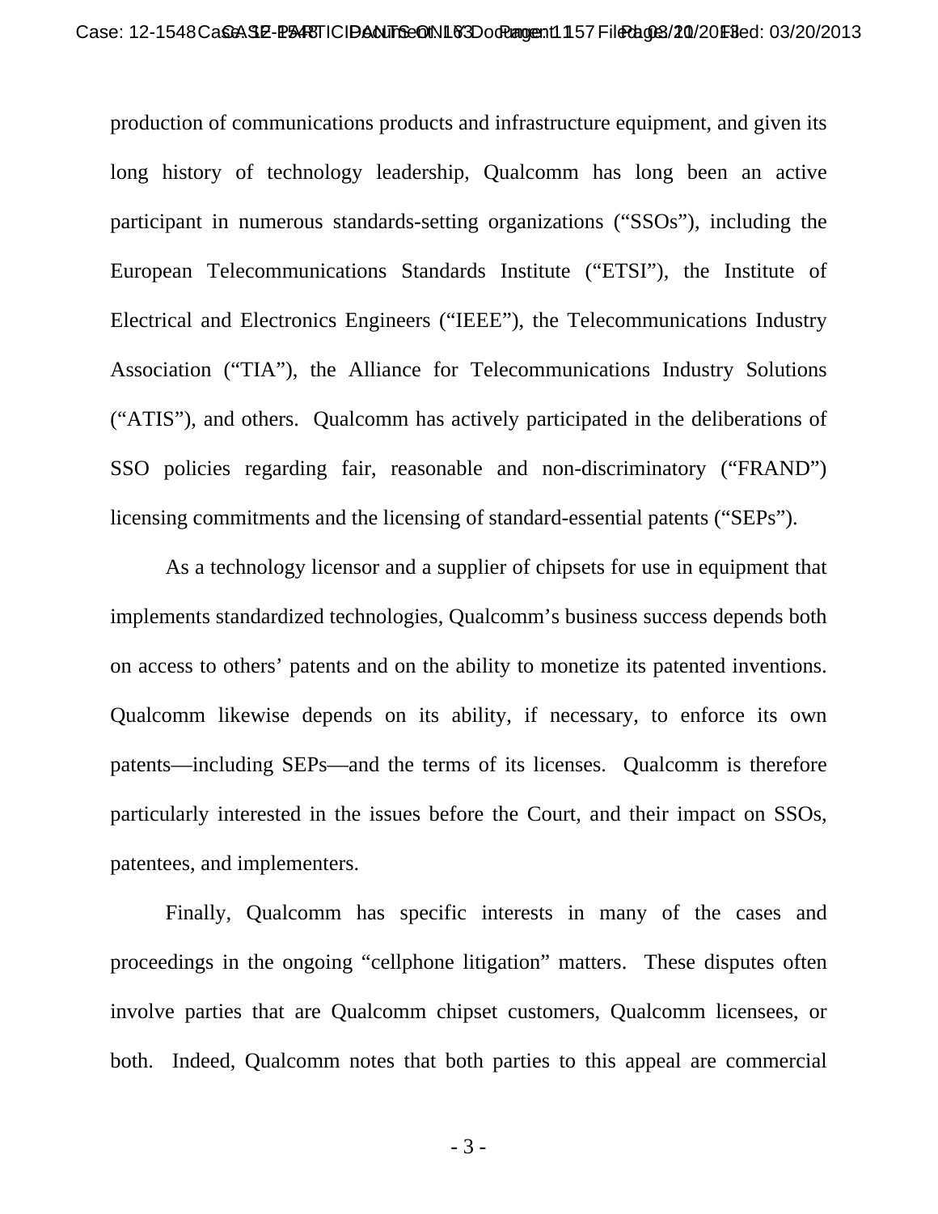production of communications products and infrastructure equipment, and given its long history of technology leadership, Qualcomm has long been an active participant in numerous standards-setting organizations ("SSOs"), including the European Telecommunications Standards Institute ("ETSI"), the Institute of Electrical and Electronics Engineers ("IEEE"), the Telecommunications Industry Association ("TIA"), the Alliance for Telecommunications Industry Solutions ("ATIS"), and others. Qualcomm has actively participated in the deliberations of SSO policies regarding fair, reasonable and non-discriminatory ("FRAND") licensing commitments and the licensing of standard-essential patents ("SEPs").

As a technology licensor and a supplier of chipsets for use in equipment that implements standardized technologies, Qualcomm's business success depends both on access to others' patents and on the ability to monetize its patented inventions. Qualcomm likewise depends on its ability, if necessary, to enforce its own patents—including SEPs—and the terms of its licenses. Qualcomm is therefore particularly interested in the issues before the Court, and their impact on SSOs, patentees, and implementers.

Finally, Qualcomm has specific interests in many of the cases and proceedings in the ongoing "cellphone litigation" matters. These disputes often involve parties that are Qualcomm chipset customers, Qualcomm licensees, or both. Indeed, Qualcomm notes that both parties to this appeal are commercial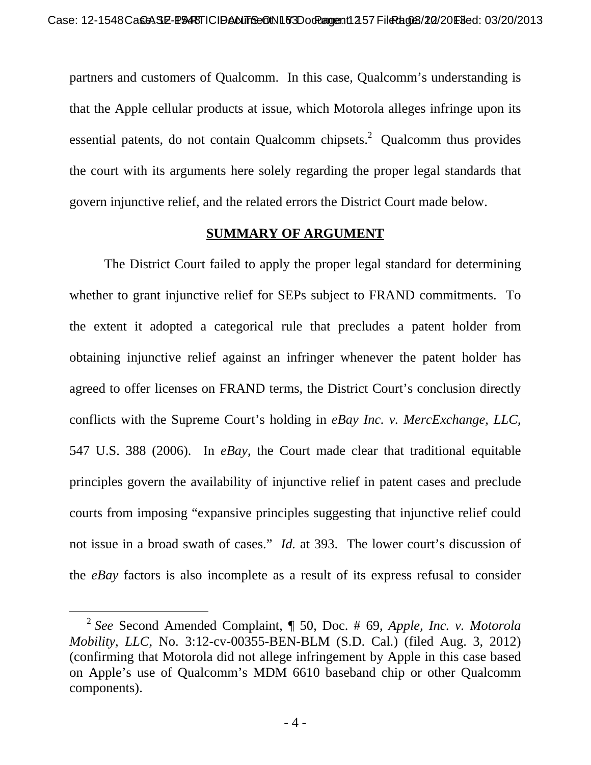partners and customers of Qualcomm. In this case, Qualcomm's understanding is that the Apple cellular products at issue, which Motorola alleges infringe upon its essential patents, do not contain Qualcomm chipsets.[2] Qualcomm thus provides the court with its arguments here solely regarding the proper legal standards that govern injunctive relief, and the related errors the District Court made below.

## SUMMARY OF ARGUMENT

The District Court failed to apply the proper legal standard for determining whether to grant injunctive relief for SEPs subject to FRAND commitments. To the extent it adopted a categorical rule that precludes a patent holder from obtaining injunctive relief against an infringer whenever the patent holder has agreed to offer licenses on FRAND terms, the District Court's conclusion directly conflicts with the Supreme Court's holding in *eBay Inc. v. MercExchange, LLC*, 547 U.S. 388 (2006). In *eBay*, the Court made clear that traditional equitable principles govern the availability of injunctive relief in patent cases and preclude courts from imposing "expansive principles suggesting that injunctive relief could not issue in a broad swath of cases." *Id.* at 393. The lower court's discussion of the *eBay* factors is also incomplete as a result of its express refusal to consider

---

[2] *See* Second Amended Complaint, ¶ 50, Doc. # 69, *Apple, Inc. v. Motorola Mobility, LLC*, No. 3:12-cv-00355-BEN-BLM (S.D. Cal.) (filed Aug. 3, 2012) (confirming that Motorola did not allege infringement by Apple in this case based on Apple's use of Qualcomm's MDM 6610 baseband chip or other Qualcomm components).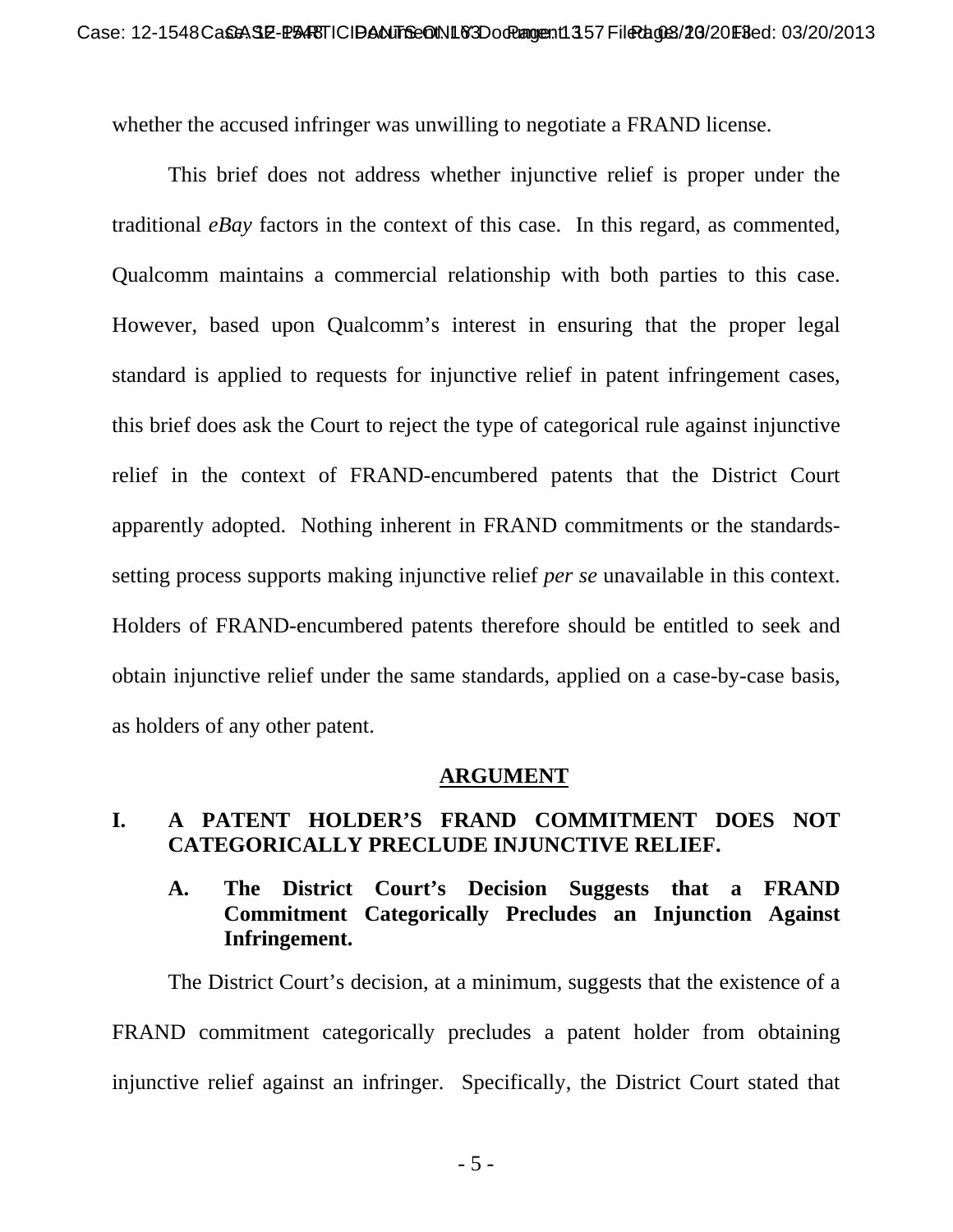whether the accused infringer was unwilling to negotiate a FRAND license.

This brief does not address whether injunctive relief is proper under the traditional *eBay* factors in the context of this case. In this regard, as commented, Qualcomm maintains a commercial relationship with both parties to this case. However, based upon Qualcomm's interest in ensuring that the proper legal standard is applied to requests for injunctive relief in patent infringement cases, this brief does ask the Court to reject the type of categorical rule against injunctive relief in the context of FRAND-encumbered patents that the District Court apparently adopted. Nothing inherent in FRAND commitments or the standards-setting process supports making injunctive relief *per se* unavailable in this context. Holders of FRAND-encumbered patents therefore should be entitled to seek and obtain injunctive relief under the same standards, applied on a case-by-case basis, as holders of any other patent.

## ARGUMENT

### I. A PATENT HOLDER'S FRAND COMMITMENT DOES NOT CATEGORICALLY PRECLUDE INJUNCTIVE RELIEF.

#### A. The District Court's Decision Suggests that a FRAND Commitment Categorically Precludes an Injunction Against Infringement.

The District Court's decision, at a minimum, suggests that the existence of a FRAND commitment categorically precludes a patent holder from obtaining injunctive relief against an infringer. Specifically, the District Court stated that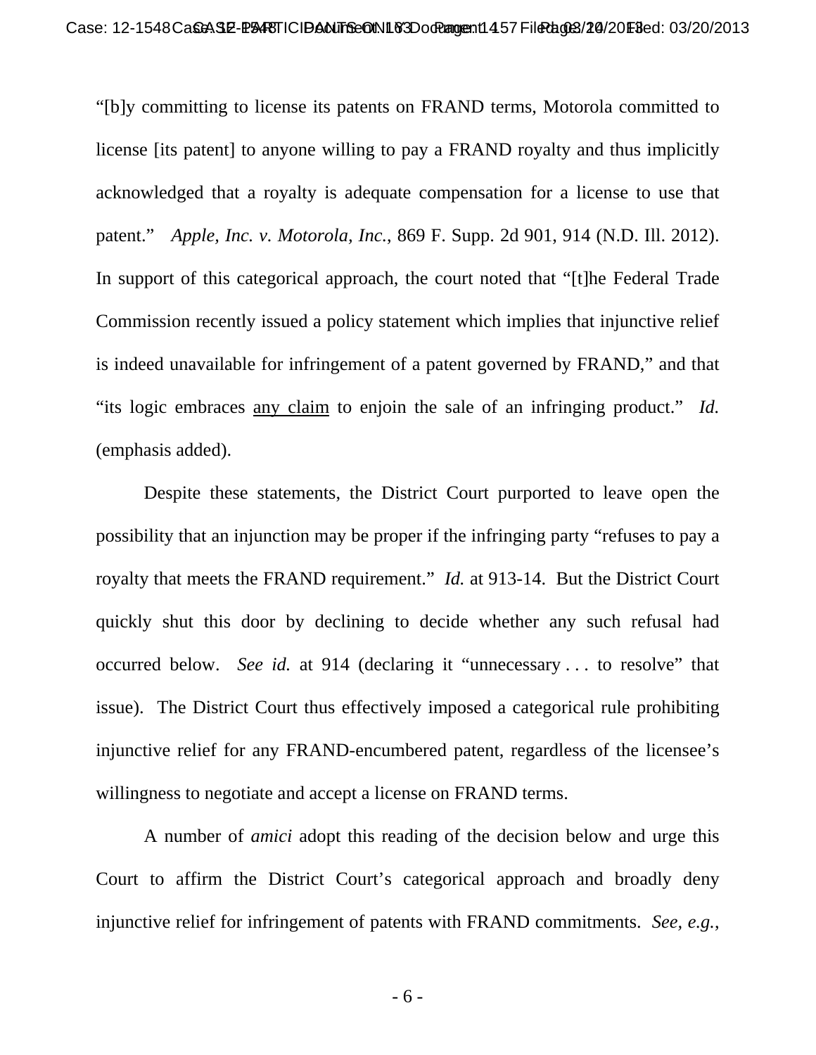"[b]y committing to license its patents on FRAND terms, Motorola committed to license [its patent] to anyone willing to pay a FRAND royalty and thus implicitly acknowledged that a royalty is adequate compensation for a license to use that patent." *Apple, Inc. v. Motorola, Inc.*, 869 F. Supp. 2d 901, 914 (N.D. Ill. 2012). In support of this categorical approach, the court noted that "[t]he Federal Trade Commission recently issued a policy statement which implies that injunctive relief is indeed unavailable for infringement of a patent governed by FRAND," and that "its logic embraces <u>any claim</u> to enjoin the sale of an infringing product." *Id.* (emphasis added).

Despite these statements, the District Court purported to leave open the possibility that an injunction may be proper if the infringing party "refuses to pay a royalty that meets the FRAND requirement." *Id.* at 913-14. But the District Court quickly shut this door by declining to decide whether any such refusal had occurred below. *See id.* at 914 (declaring it "unnecessary . . . to resolve" that issue). The District Court thus effectively imposed a categorical rule prohibiting injunctive relief for any FRAND-encumbered patent, regardless of the licensee's willingness to negotiate and accept a license on FRAND terms.

A number of *amici* adopt this reading of the decision below and urge this Court to affirm the District Court's categorical approach and broadly deny injunctive relief for infringement of patents with FRAND commitments. *See, e.g.*,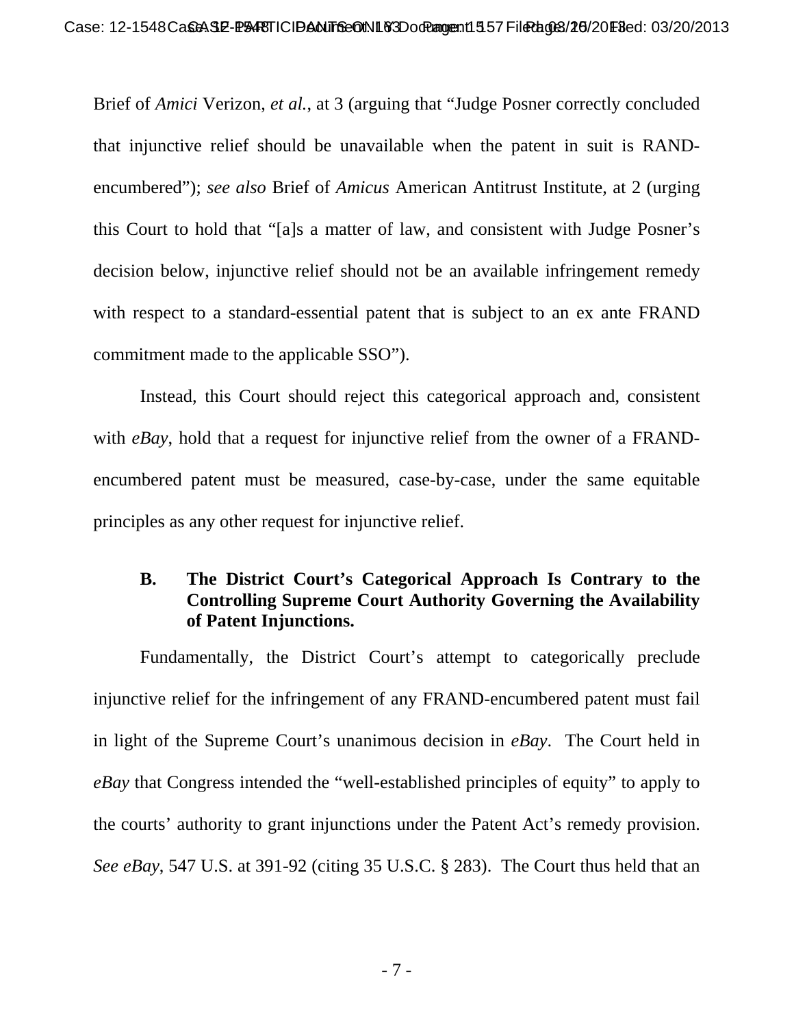Brief of *Amici* Verizon, *et al.*, at 3 (arguing that "Judge Posner correctly concluded that injunctive relief should be unavailable when the patent in suit is RAND-encumbered"); *see also* Brief of *Amicus* American Antitrust Institute, at 2 (urging this Court to hold that "[a]s a matter of law, and consistent with Judge Posner's decision below, injunctive relief should not be an available infringement remedy with respect to a standard-essential patent that is subject to an ex ante FRAND commitment made to the applicable SSO").

Instead, this Court should reject this categorical approach and, consistent with *eBay*, hold that a request for injunctive relief from the owner of a FRAND-encumbered patent must be measured, case-by-case, under the same equitable principles as any other request for injunctive relief.

### B. The District Court's Categorical Approach Is Contrary to the Controlling Supreme Court Authority Governing the Availability of Patent Injunctions.

Fundamentally, the District Court's attempt to categorically preclude injunctive relief for the infringement of any FRAND-encumbered patent must fail in light of the Supreme Court's unanimous decision in *eBay*. The Court held in *eBay* that Congress intended the "well-established principles of equity" to apply to the courts' authority to grant injunctions under the Patent Act's remedy provision. *See eBay*, 547 U.S. at 391-92 (citing 35 U.S.C. § 283). The Court thus held that an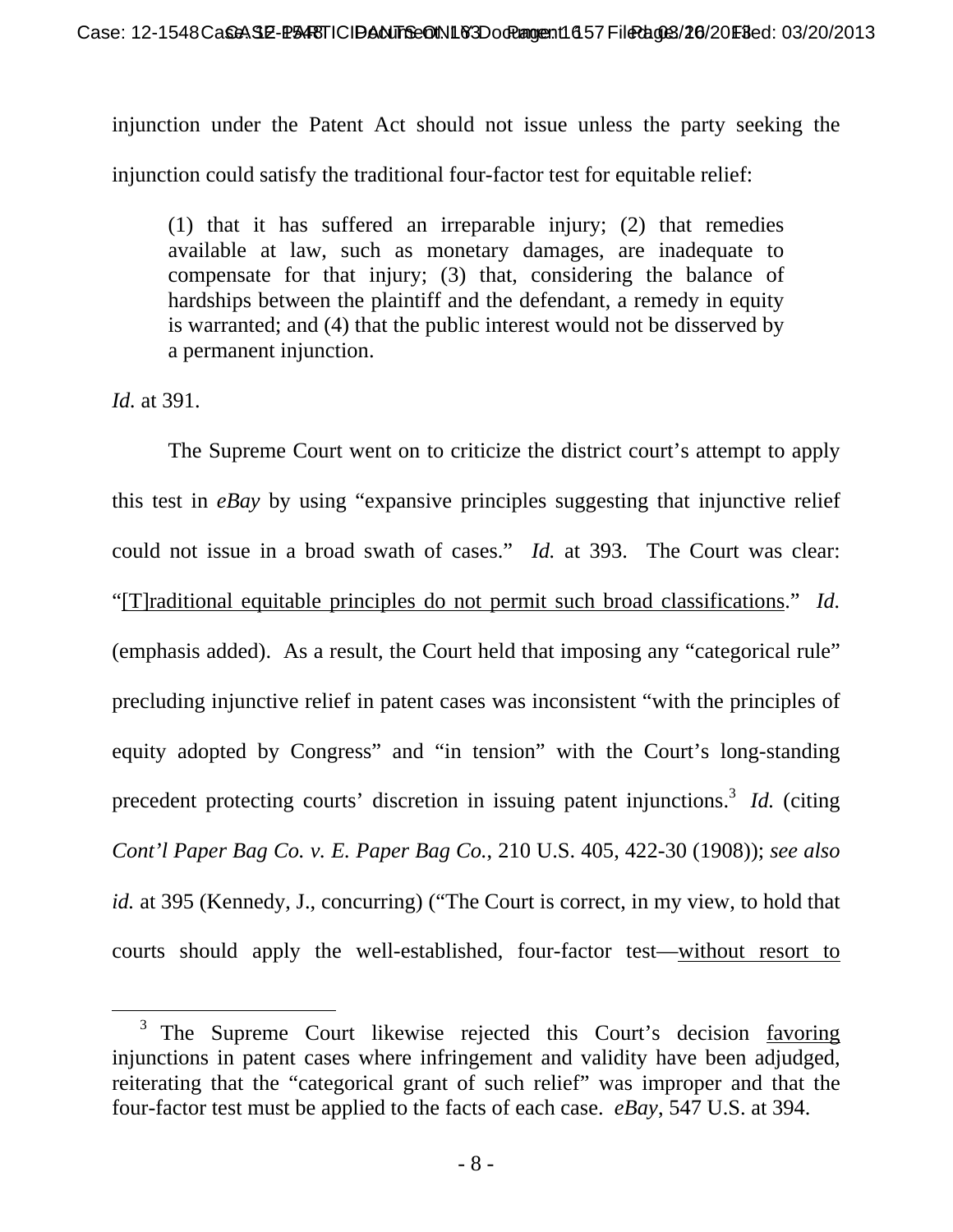injunction under the Patent Act should not issue unless the party seeking the injunction could satisfy the traditional four-factor test for equitable relief:

> (1) that it has suffered an irreparable injury; (2) that remedies available at law, such as monetary damages, are inadequate to compensate for that injury; (3) that, considering the balance of hardships between the plaintiff and the defendant, a remedy in equity is warranted; and (4) that the public interest would not be disserved by a permanent injunction.

*Id.* at 391.

The Supreme Court went on to criticize the district court's attempt to apply this test in *eBay* by using "expansive principles suggesting that injunctive relief could not issue in a broad swath of cases." *Id.* at 393. The Court was clear: "<u>[T]raditional equitable principles do not permit such broad classifications</u>." *Id.* (emphasis added). As a result, the Court held that imposing any "categorical rule" precluding injunctive relief in patent cases was inconsistent "with the principles of equity adopted by Congress" and "in tension" with the Court's long-standing precedent protecting courts' discretion in issuing patent injunctions.[3] *Id.* (citing *Cont'l Paper Bag Co. v. E. Paper Bag Co.*, 210 U.S. 405, 422-30 (1908)); *see also id.* at 395 (Kennedy, J., concurring) ("The Court is correct, in my view, to hold that courts should apply the well-established, four-factor test—<u>without resort to</u>

[3] The Supreme Court likewise rejected this Court's decision <u>favoring</u> injunctions in patent cases where infringement and validity have been adjudged, reiterating that the "categorical grant of such relief" was improper and that the four-factor test must be applied to the facts of each case. *eBay*, 547 U.S. at 394.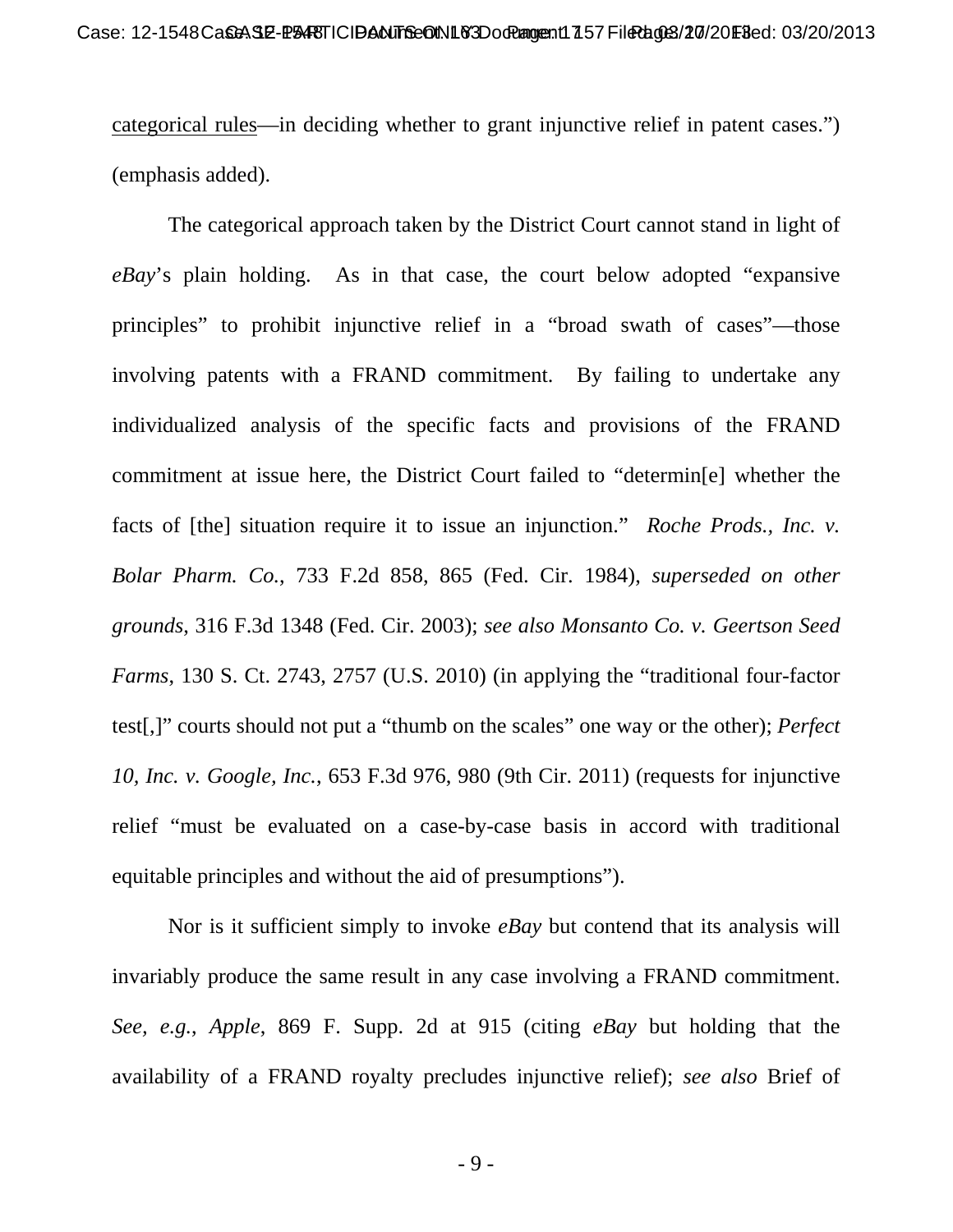categorical rules—in deciding whether to grant injunctive relief in patent cases.") (emphasis added).

The categorical approach taken by the District Court cannot stand in light of *eBay*'s plain holding. As in that case, the court below adopted "expansive principles" to prohibit injunctive relief in a "broad swath of cases"—those involving patents with a FRAND commitment. By failing to undertake any individualized analysis of the specific facts and provisions of the FRAND commitment at issue here, the District Court failed to "determin[e] whether the facts of [the] situation require it to issue an injunction." *Roche Prods., Inc. v. Bolar Pharm. Co.*, 733 F.2d 858, 865 (Fed. Cir. 1984), *superseded on other grounds*, 316 F.3d 1348 (Fed. Cir. 2003); *see also Monsanto Co. v. Geertson Seed Farms*, 130 S. Ct. 2743, 2757 (U.S. 2010) (in applying the "traditional four-factor test[,]" courts should not put a "thumb on the scales" one way or the other); *Perfect 10, Inc. v. Google, Inc.*, 653 F.3d 976, 980 (9th Cir. 2011) (requests for injunctive relief "must be evaluated on a case-by-case basis in accord with traditional equitable principles and without the aid of presumptions").

Nor is it sufficient simply to invoke *eBay* but contend that its analysis will invariably produce the same result in any case involving a FRAND commitment. *See, e.g.*, *Apple*, 869 F. Supp. 2d at 915 (citing *eBay* but holding that the availability of a FRAND royalty precludes injunctive relief); *see also* Brief of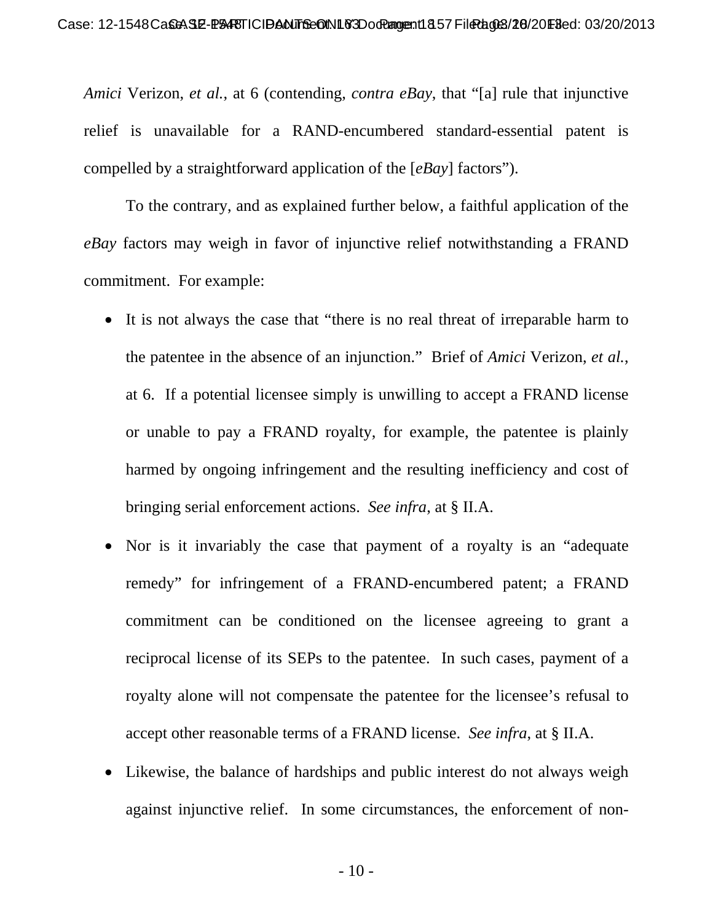*Amici* Verizon, *et al.*, at 6 (contending, *contra eBay*, that "[a] rule that injunctive relief is unavailable for a RAND-encumbered standard-essential patent is compelled by a straightforward application of the [*eBay*] factors").

To the contrary, and as explained further below, a faithful application of the *eBay* factors may weigh in favor of injunctive relief notwithstanding a FRAND commitment. For example:

- It is not always the case that "there is no real threat of irreparable harm to the patentee in the absence of an injunction." Brief of *Amici* Verizon, *et al.*, at 6. If a potential licensee simply is unwilling to accept a FRAND license or unable to pay a FRAND royalty, for example, the patentee is plainly harmed by ongoing infringement and the resulting inefficiency and cost of bringing serial enforcement actions. *See infra*, at § II.A.
- Nor is it invariably the case that payment of a royalty is an "adequate remedy" for infringement of a FRAND-encumbered patent; a FRAND commitment can be conditioned on the licensee agreeing to grant a reciprocal license of its SEPs to the patentee. In such cases, payment of a royalty alone will not compensate the patentee for the licensee's refusal to accept other reasonable terms of a FRAND license. *See infra*, at § II.A.
- Likewise, the balance of hardships and public interest do not always weigh against injunctive relief. In some circumstances, the enforcement of non-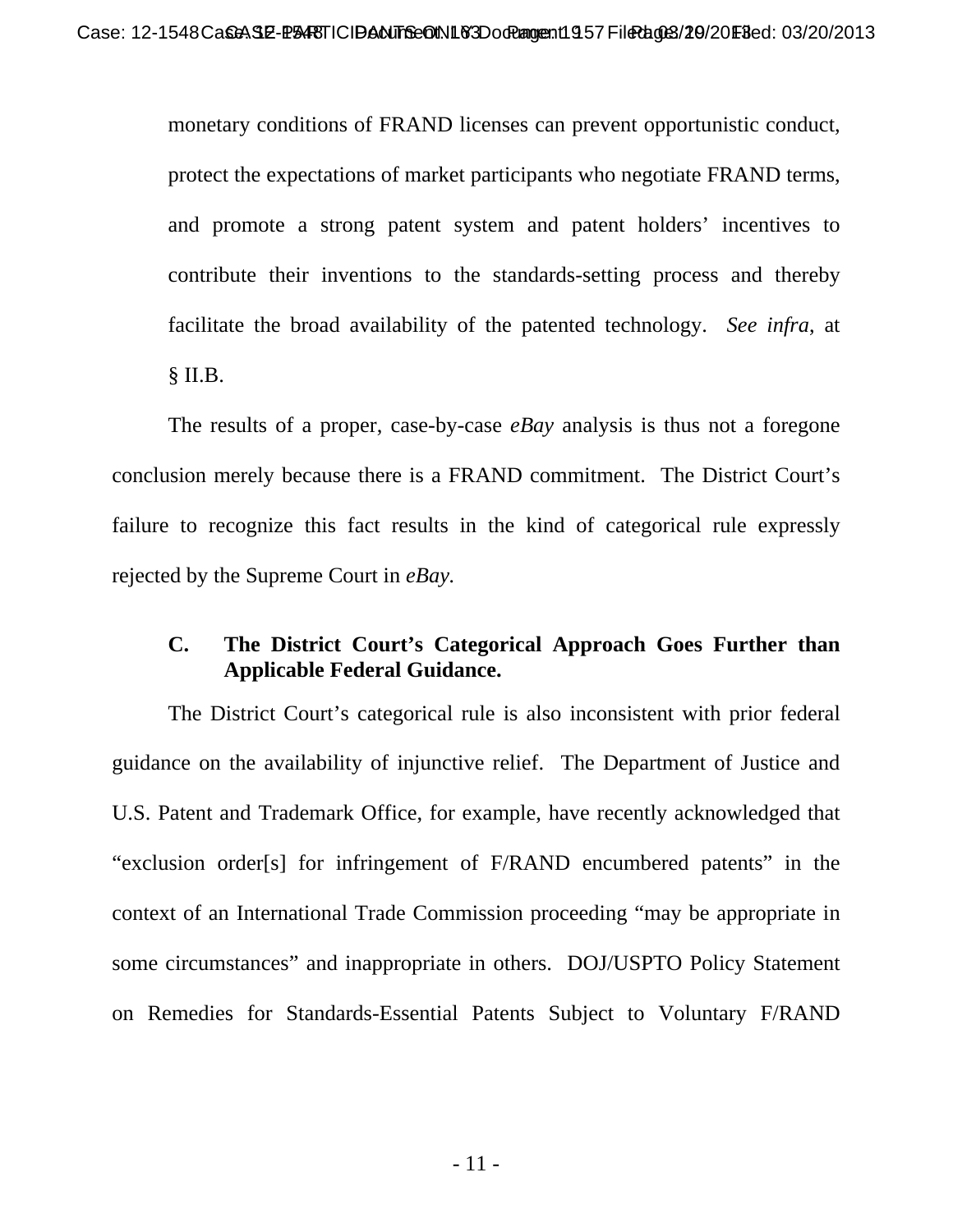monetary conditions of FRAND licenses can prevent opportunistic conduct, protect the expectations of market participants who negotiate FRAND terms, and promote a strong patent system and patent holders' incentives to contribute their inventions to the standards-setting process and thereby facilitate the broad availability of the patented technology. *See infra*, at § II.B.

The results of a proper, case-by-case *eBay* analysis is thus not a foregone conclusion merely because there is a FRAND commitment. The District Court's failure to recognize this fact results in the kind of categorical rule expressly rejected by the Supreme Court in *eBay.*

### C. The District Court's Categorical Approach Goes Further than Applicable Federal Guidance.

The District Court's categorical rule is also inconsistent with prior federal guidance on the availability of injunctive relief. The Department of Justice and U.S. Patent and Trademark Office, for example, have recently acknowledged that "exclusion order[s] for infringement of F/RAND encumbered patents" in the context of an International Trade Commission proceeding "may be appropriate in some circumstances" and inappropriate in others. DOJ/USPTO Policy Statement on Remedies for Standards-Essential Patents Subject to Voluntary F/RAND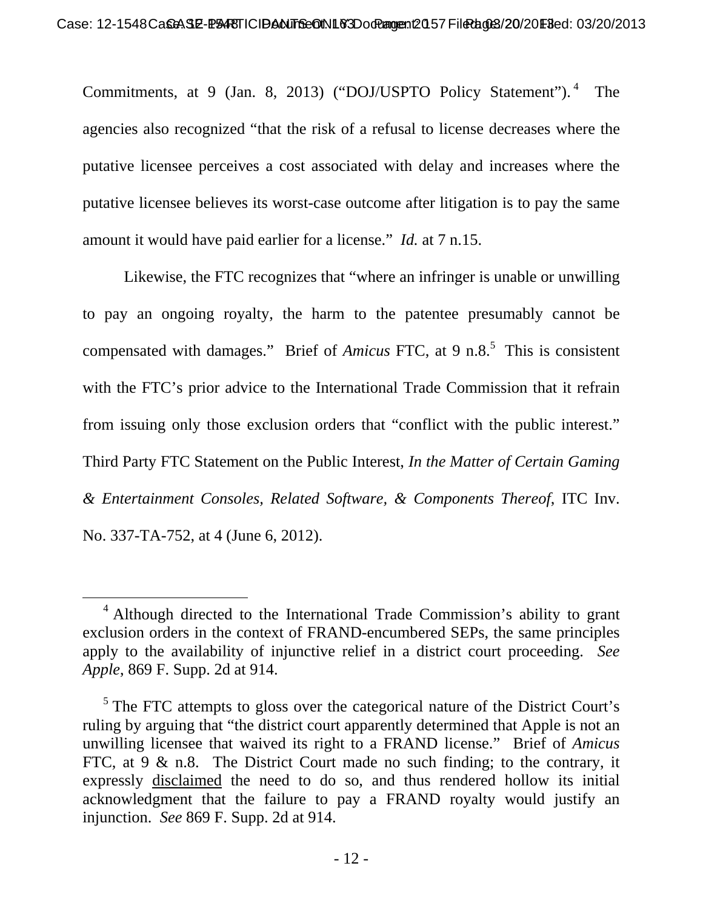Commitments, at 9 (Jan. 8, 2013) ("DOJ/USPTO Policy Statement").[4] The agencies also recognized "that the risk of a refusal to license decreases where the putative licensee perceives a cost associated with delay and increases where the putative licensee believes its worst-case outcome after litigation is to pay the same amount it would have paid earlier for a license." *Id.* at 7 n.15.

Likewise, the FTC recognizes that "where an infringer is unable or unwilling to pay an ongoing royalty, the harm to the patentee presumably cannot be compensated with damages." Brief of *Amicus* FTC, at 9 n.8.[5] This is consistent with the FTC's prior advice to the International Trade Commission that it refrain from issuing only those exclusion orders that "conflict with the public interest." Third Party FTC Statement on the Public Interest, *In the Matter of Certain Gaming & Entertainment Consoles, Related Software, & Components Thereof*, ITC Inv. No. 337-TA-752, at 4 (June 6, 2012).

---

[4] Although directed to the International Trade Commission's ability to grant exclusion orders in the context of FRAND-encumbered SEPs, the same principles apply to the availability of injunctive relief in a district court proceeding. *See Apple*, 869 F. Supp. 2d at 914.

[5] The FTC attempts to gloss over the categorical nature of the District Court's ruling by arguing that "the district court apparently determined that Apple is not an unwilling licensee that waived its right to a FRAND license." Brief of *Amicus* FTC, at 9 & n.8. The District Court made no such finding; to the contrary, it expressly <u>disclaimed</u> the need to do so, and thus rendered hollow its initial acknowledgment that the failure to pay a FRAND royalty would justify an injunction. *See* 869 F. Supp. 2d at 914.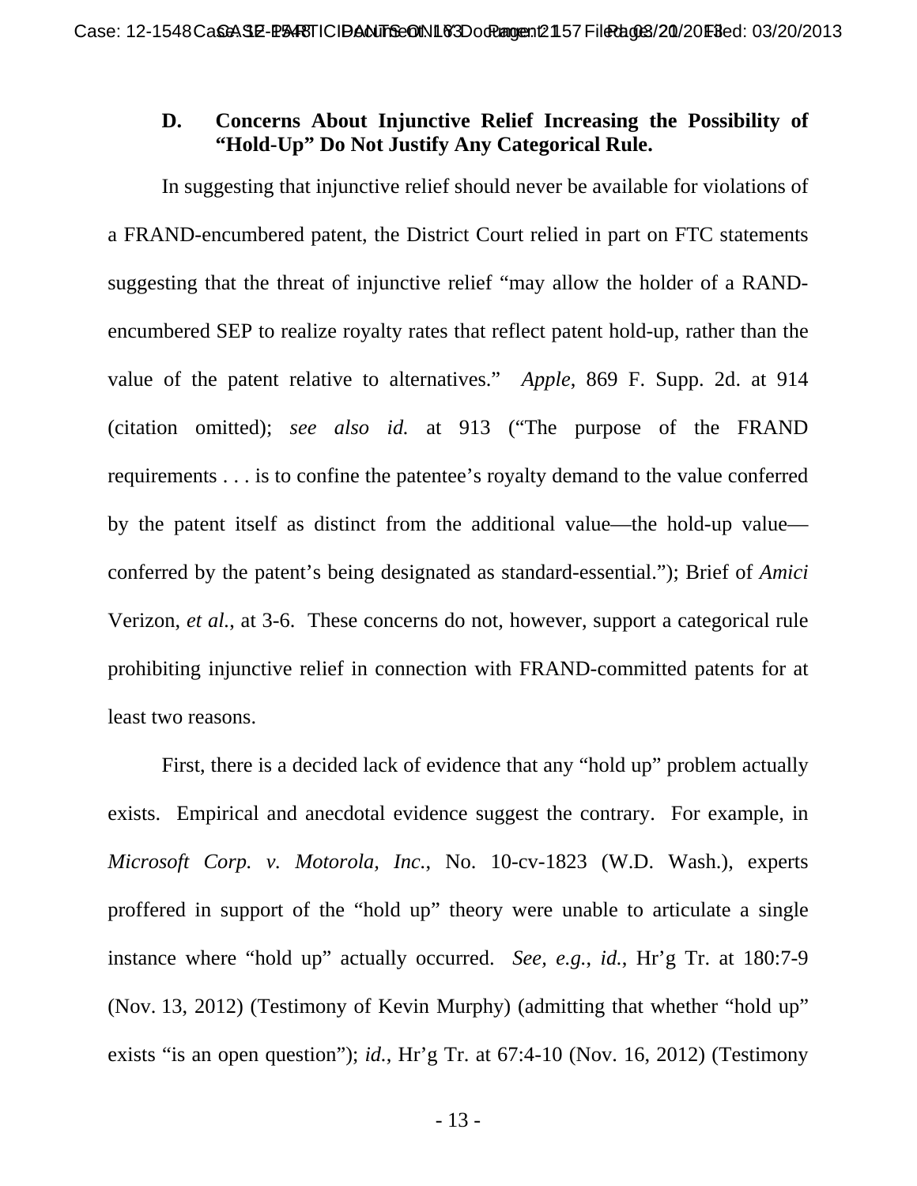### D. Concerns About Injunctive Relief Increasing the Possibility of "Hold-Up" Do Not Justify Any Categorical Rule.

In suggesting that injunctive relief should never be available for violations of a FRAND-encumbered patent, the District Court relied in part on FTC statements suggesting that the threat of injunctive relief "may allow the holder of a RAND-encumbered SEP to realize royalty rates that reflect patent hold-up, rather than the value of the patent relative to alternatives." *Apple*, 869 F. Supp. 2d. at 914 (citation omitted); *see also id.* at 913 ("The purpose of the FRAND requirements . . . is to confine the patentee's royalty demand to the value conferred by the patent itself as distinct from the additional value—the hold-up value—conferred by the patent's being designated as standard-essential."); Brief of *Amici* Verizon, *et al.*, at 3-6. These concerns do not, however, support a categorical rule prohibiting injunctive relief in connection with FRAND-committed patents for at least two reasons.

First, there is a decided lack of evidence that any "hold up" problem actually exists. Empirical and anecdotal evidence suggest the contrary. For example, in *Microsoft Corp. v. Motorola, Inc.*, No. 10-cv-1823 (W.D. Wash.), experts proffered in support of the "hold up" theory were unable to articulate a single instance where "hold up" actually occurred. *See, e.g.*, *id.*, Hr'g Tr. at 180:7-9 (Nov. 13, 2012) (Testimony of Kevin Murphy) (admitting that whether "hold up" exists "is an open question"); *id.*, Hr'g Tr. at 67:4-10 (Nov. 16, 2012) (Testimony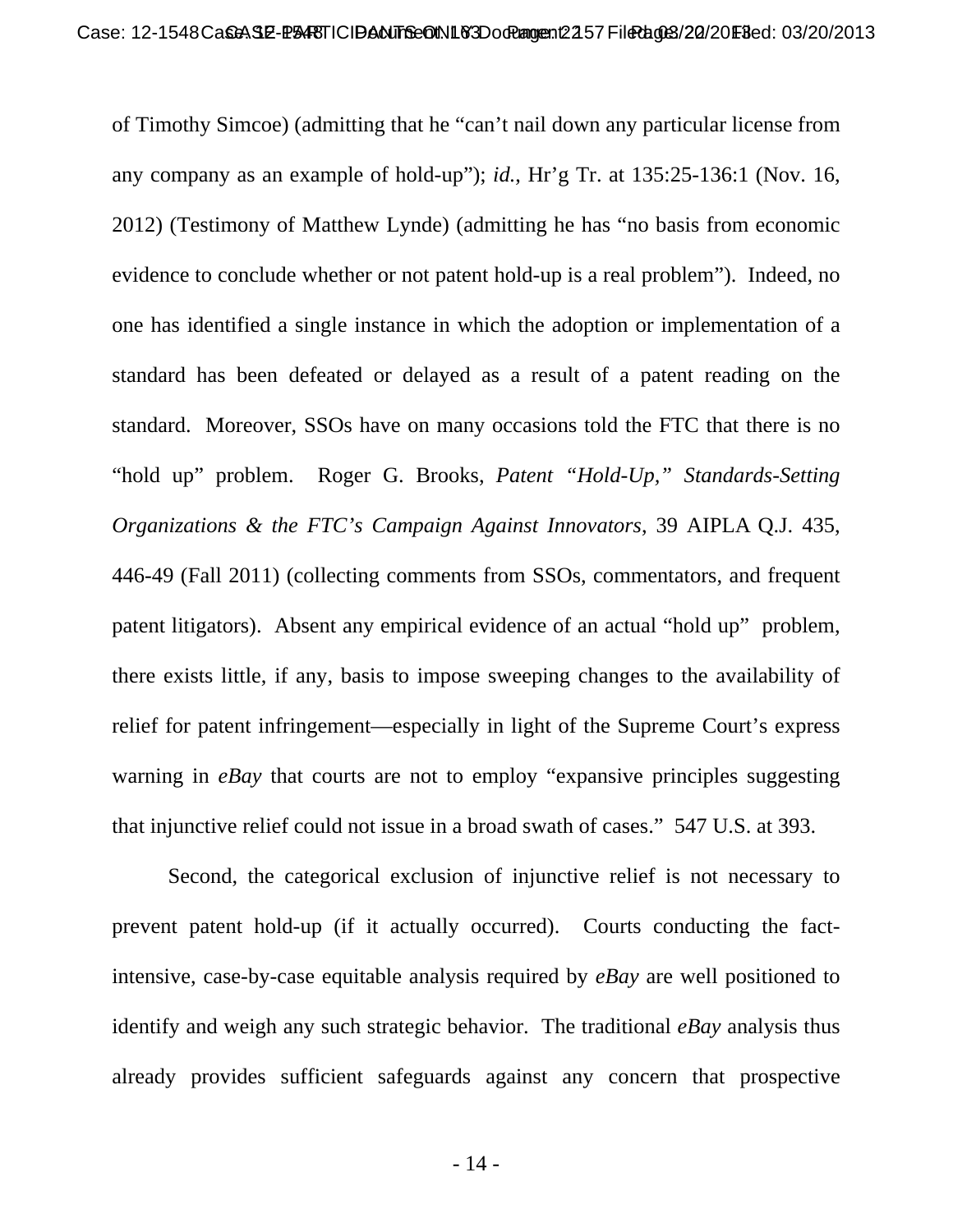of Timothy Simcoe) (admitting that he "can't nail down any particular license from any company as an example of hold-up"); *id.*, Hr'g Tr. at 135:25-136:1 (Nov. 16, 2012) (Testimony of Matthew Lynde) (admitting he has "no basis from economic evidence to conclude whether or not patent hold-up is a real problem"). Indeed, no one has identified a single instance in which the adoption or implementation of a standard has been defeated or delayed as a result of a patent reading on the standard. Moreover, SSOs have on many occasions told the FTC that there is no "hold up" problem. Roger G. Brooks, *Patent "Hold-Up," Standards-Setting Organizations & the FTC's Campaign Against Innovators*, 39 AIPLA Q.J. 435, 446-49 (Fall 2011) (collecting comments from SSOs, commentators, and frequent patent litigators). Absent any empirical evidence of an actual "hold up" problem, there exists little, if any, basis to impose sweeping changes to the availability of relief for patent infringement—especially in light of the Supreme Court's express warning in *eBay* that courts are not to employ "expansive principles suggesting that injunctive relief could not issue in a broad swath of cases." 547 U.S. at 393.

Second, the categorical exclusion of injunctive relief is not necessary to prevent patent hold-up (if it actually occurred). Courts conducting the fact-intensive, case-by-case equitable analysis required by *eBay* are well positioned to identify and weigh any such strategic behavior. The traditional *eBay* analysis thus already provides sufficient safeguards against any concern that prospective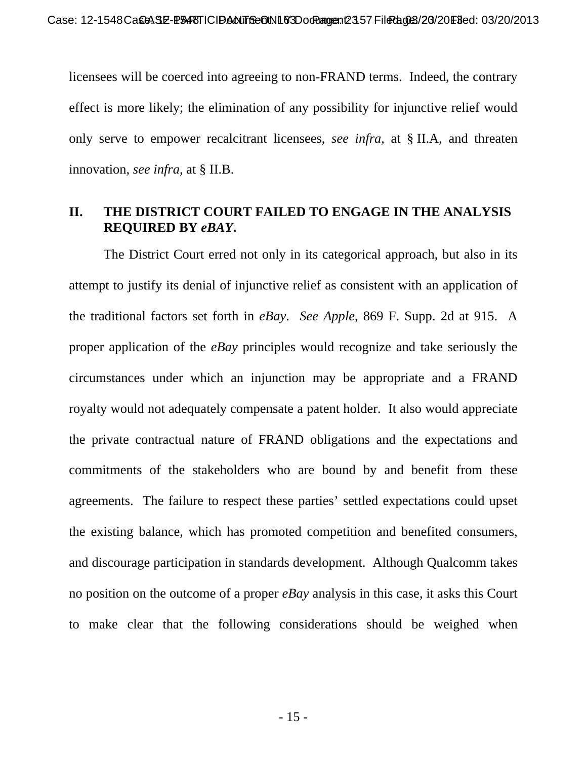licensees will be coerced into agreeing to non-FRAND terms. Indeed, the contrary effect is more likely; the elimination of any possibility for injunctive relief would only serve to empower recalcitrant licensees, *see infra*, at § II.A, and threaten innovation, *see infra*, at § II.B.

## II. THE DISTRICT COURT FAILED TO ENGAGE IN THE ANALYSIS REQUIRED BY *eBAY*.

The District Court erred not only in its categorical approach, but also in its attempt to justify its denial of injunctive relief as consistent with an application of the traditional factors set forth in *eBay*. *See Apple*, 869 F. Supp. 2d at 915. A proper application of the *eBay* principles would recognize and take seriously the circumstances under which an injunction may be appropriate and a FRAND royalty would not adequately compensate a patent holder. It also would appreciate the private contractual nature of FRAND obligations and the expectations and commitments of the stakeholders who are bound by and benefit from these agreements. The failure to respect these parties' settled expectations could upset the existing balance, which has promoted competition and benefited consumers, and discourage participation in standards development. Although Qualcomm takes no position on the outcome of a proper *eBay* analysis in this case, it asks this Court to make clear that the following considerations should be weighed when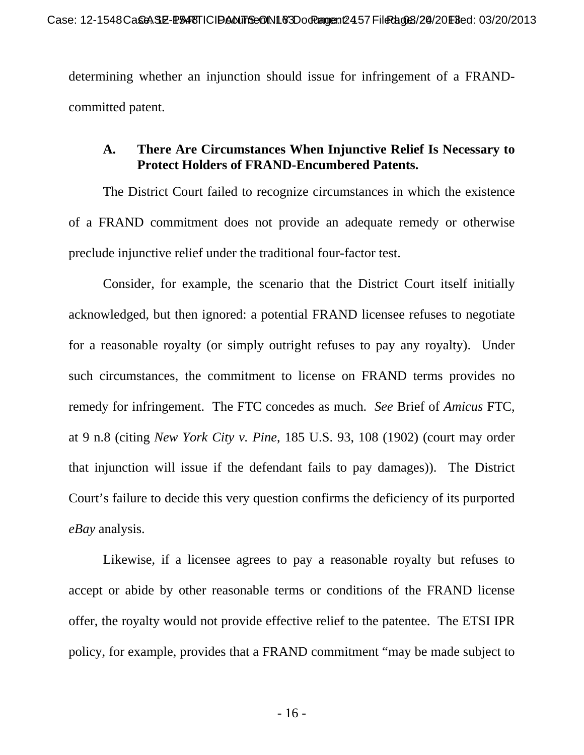determining whether an injunction should issue for infringement of a FRAND-committed patent.

### A. There Are Circumstances When Injunctive Relief Is Necessary to Protect Holders of FRAND-Encumbered Patents.

The District Court failed to recognize circumstances in which the existence of a FRAND commitment does not provide an adequate remedy or otherwise preclude injunctive relief under the traditional four-factor test.

Consider, for example, the scenario that the District Court itself initially acknowledged, but then ignored: a potential FRAND licensee refuses to negotiate for a reasonable royalty (or simply outright refuses to pay any royalty). Under such circumstances, the commitment to license on FRAND terms provides no remedy for infringement. The FTC concedes as much. *See* Brief of *Amicus* FTC, at 9 n.8 (citing *New York City v. Pine*, 185 U.S. 93, 108 (1902) (court may order that injunction will issue if the defendant fails to pay damages)). The District Court's failure to decide this very question confirms the deficiency of its purported *eBay* analysis.

Likewise, if a licensee agrees to pay a reasonable royalty but refuses to accept or abide by other reasonable terms or conditions of the FRAND license offer, the royalty would not provide effective relief to the patentee. The ETSI IPR policy, for example, provides that a FRAND commitment "may be made subject to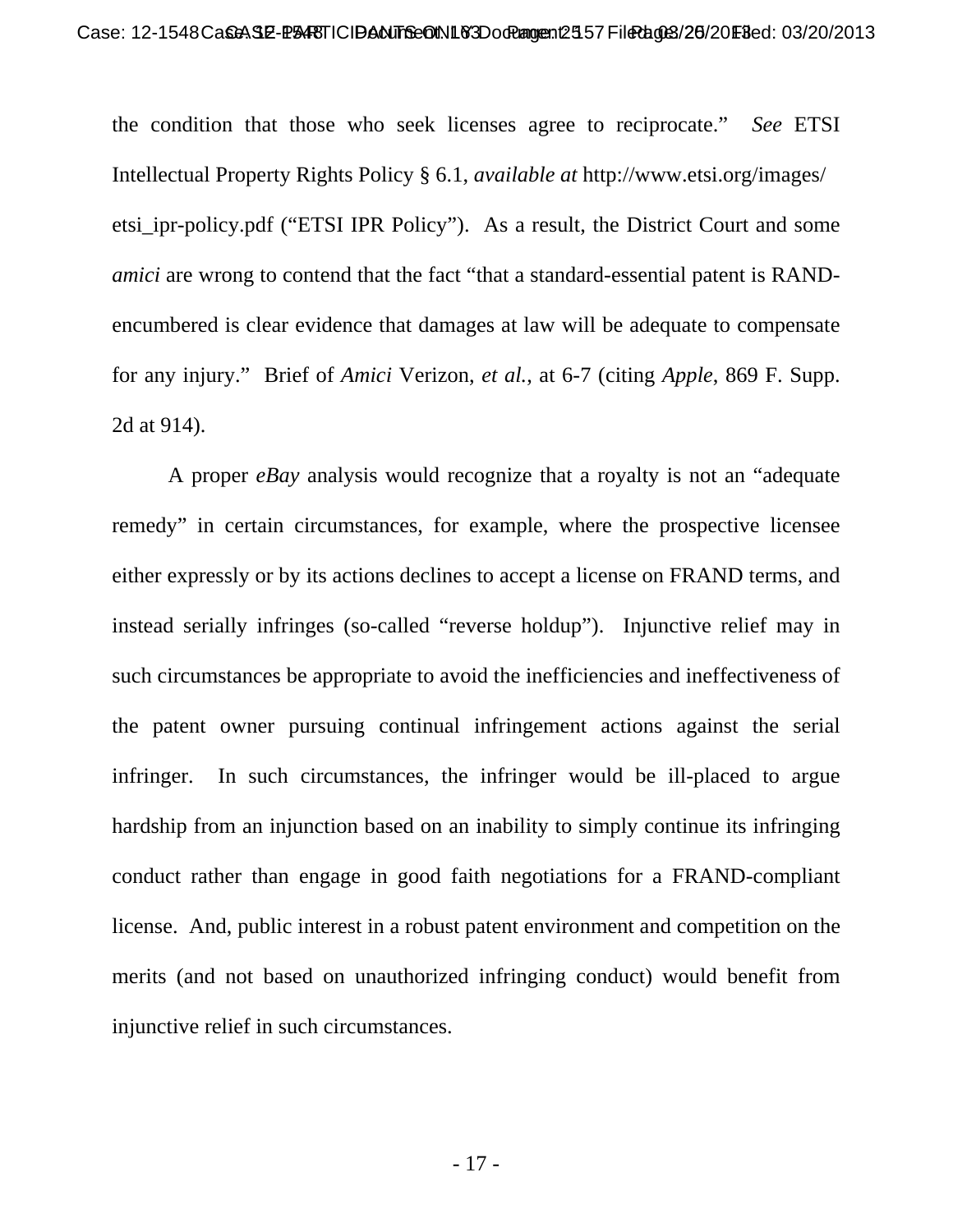the condition that those who seek licenses agree to reciprocate." *See* ETSI Intellectual Property Rights Policy § 6.1, *available at* http://www.etsi.org/images/etsi_ipr-policy.pdf ("ETSI IPR Policy"). As a result, the District Court and some *amici* are wrong to contend that the fact "that a standard-essential patent is RAND-encumbered is clear evidence that damages at law will be adequate to compensate for any injury." Brief of *Amici* Verizon, *et al.*, at 6-7 (citing *Apple*, 869 F. Supp. 2d at 914).

A proper *eBay* analysis would recognize that a royalty is not an "adequate remedy" in certain circumstances, for example, where the prospective licensee either expressly or by its actions declines to accept a license on FRAND terms, and instead serially infringes (so-called "reverse holdup"). Injunctive relief may in such circumstances be appropriate to avoid the inefficiencies and ineffectiveness of the patent owner pursuing continual infringement actions against the serial infringer. In such circumstances, the infringer would be ill-placed to argue hardship from an injunction based on an inability to simply continue its infringing conduct rather than engage in good faith negotiations for a FRAND-compliant license. And, public interest in a robust patent environment and competition on the merits (and not based on unauthorized infringing conduct) would benefit from injunctive relief in such circumstances.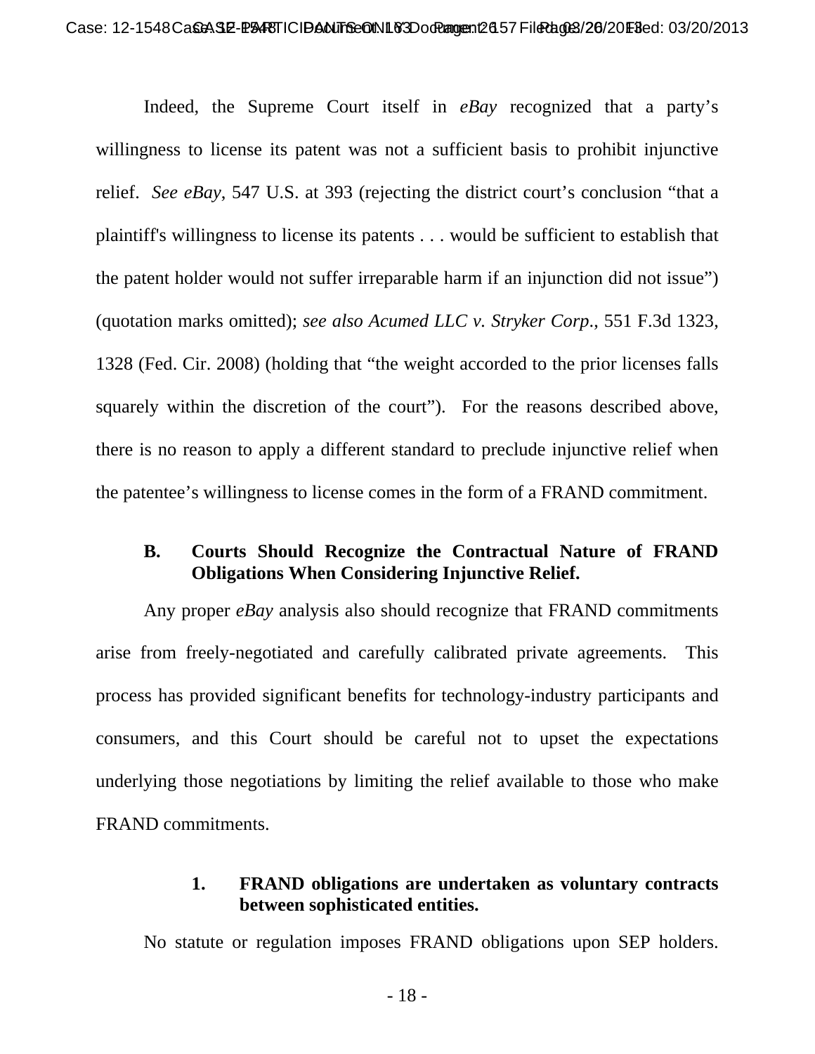Indeed, the Supreme Court itself in *eBay* recognized that a party's willingness to license its patent was not a sufficient basis to prohibit injunctive relief. *See eBay*, 547 U.S. at 393 (rejecting the district court's conclusion "that a plaintiff's willingness to license its patents . . . would be sufficient to establish that the patent holder would not suffer irreparable harm if an injunction did not issue") (quotation marks omitted); *see also Acumed LLC v. Stryker Corp.*, 551 F.3d 1323, 1328 (Fed. Cir. 2008) (holding that "the weight accorded to the prior licenses falls squarely within the discretion of the court"). For the reasons described above, there is no reason to apply a different standard to preclude injunctive relief when the patentee's willingness to license comes in the form of a FRAND commitment.

### B. Courts Should Recognize the Contractual Nature of FRAND Obligations When Considering Injunctive Relief.

Any proper *eBay* analysis also should recognize that FRAND commitments arise from freely-negotiated and carefully calibrated private agreements. This process has provided significant benefits for technology-industry participants and consumers, and this Court should be careful not to upset the expectations underlying those negotiations by limiting the relief available to those who make FRAND commitments.

#### 1. FRAND obligations are undertaken as voluntary contracts between sophisticated entities.

No statute or regulation imposes FRAND obligations upon SEP holders.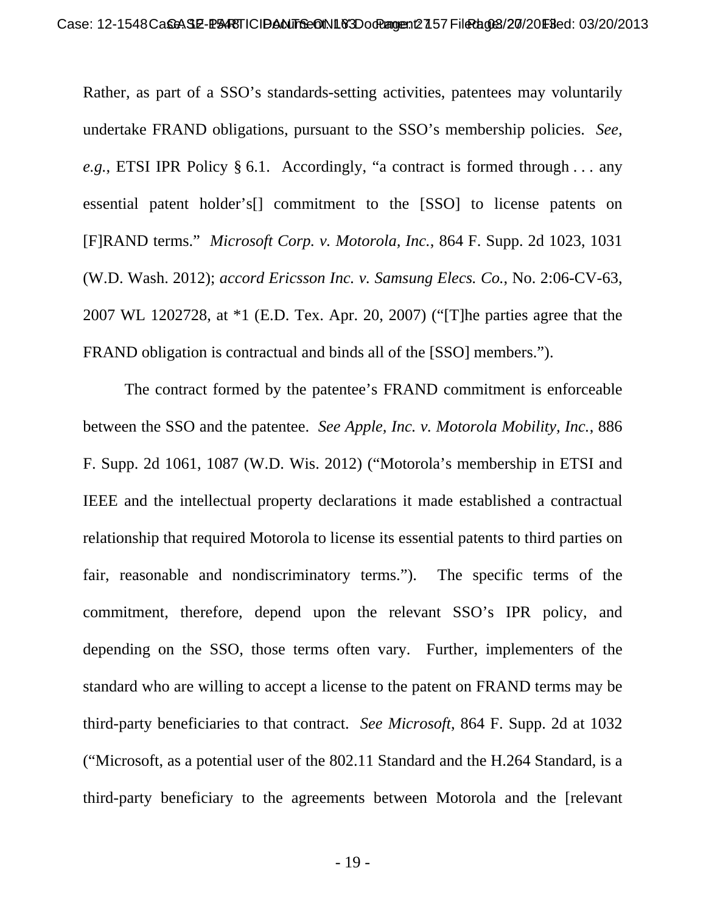Rather, as part of a SSO's standards-setting activities, patentees may voluntarily undertake FRAND obligations, pursuant to the SSO's membership policies. *See, e.g.*, ETSI IPR Policy § 6.1. Accordingly, "a contract is formed through . . . any essential patent holder's[] commitment to the [SSO] to license patents on [F]RAND terms." *Microsoft Corp. v. Motorola, Inc.*, 864 F. Supp. 2d 1023, 1031 (W.D. Wash. 2012); *accord Ericsson Inc. v. Samsung Elecs. Co.*, No. 2:06-CV-63, 2007 WL 1202728, at *1 (E.D. Tex. Apr. 20, 2007) ("[T]he parties agree that the FRAND obligation is contractual and binds all of the [SSO] members.").

The contract formed by the patentee's FRAND commitment is enforceable between the SSO and the patentee. *See Apple, Inc. v. Motorola Mobility, Inc.*, 886 F. Supp. 2d 1061, 1087 (W.D. Wis. 2012) ("Motorola's membership in ETSI and IEEE and the intellectual property declarations it made established a contractual relationship that required Motorola to license its essential patents to third parties on fair, reasonable and nondiscriminatory terms."). The specific terms of the commitment, therefore, depend upon the relevant SSO's IPR policy, and depending on the SSO, those terms often vary. Further, implementers of the standard who are willing to accept a license to the patent on FRAND terms may be third-party beneficiaries to that contract. *See Microsoft*, 864 F. Supp. 2d at 1032 ("Microsoft, as a potential user of the 802.11 Standard and the H.264 Standard, is a third-party beneficiary to the agreements between Motorola and the [relevant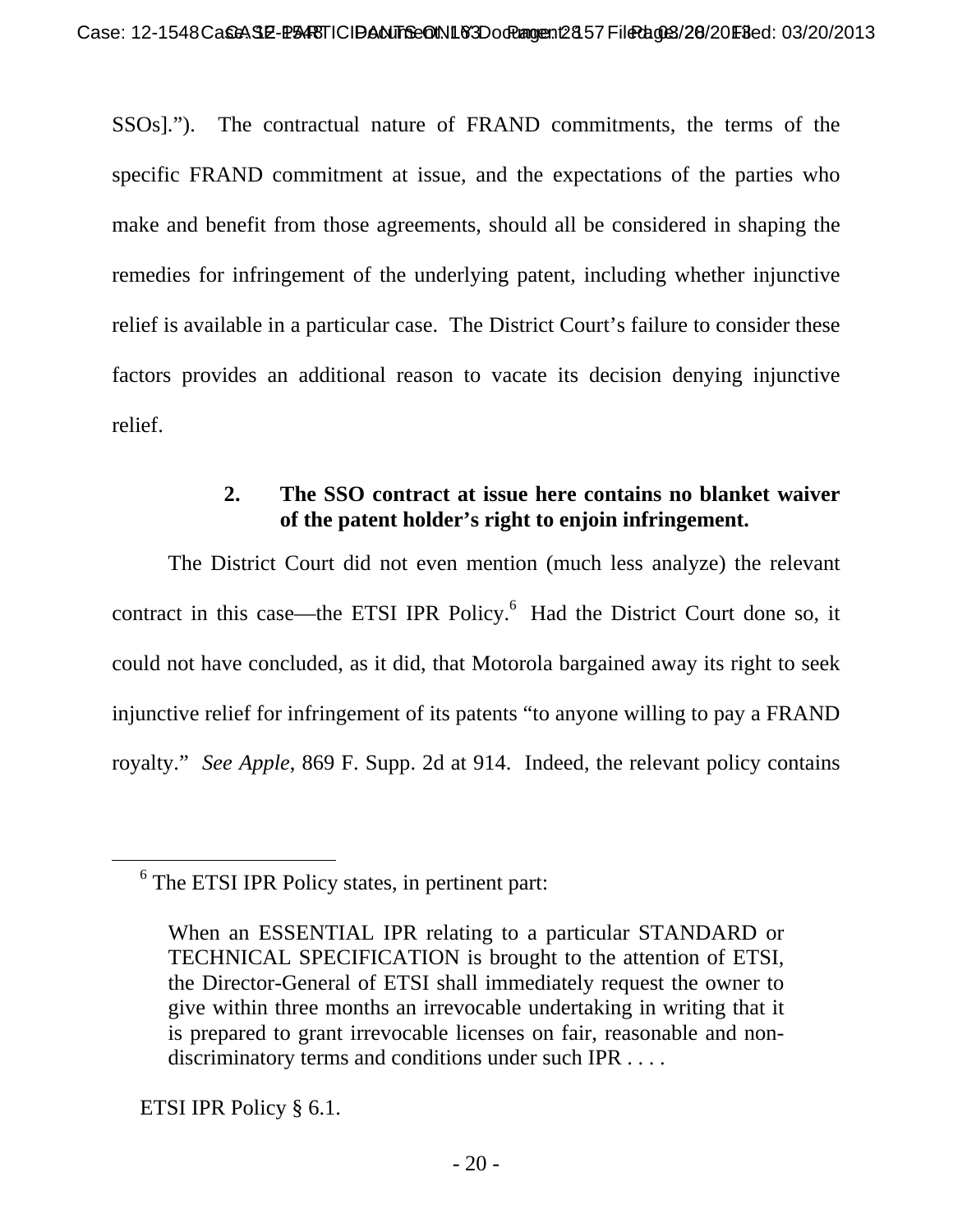SSOs].”). The contractual nature of FRAND commitments, the terms of the specific FRAND commitment at issue, and the expectations of the parties who make and benefit from those agreements, should all be considered in shaping the remedies for infringement of the underlying patent, including whether injunctive relief is available in a particular case. The District Court’s failure to consider these factors provides an additional reason to vacate its decision denying injunctive relief.

### 2. The SSO contract at issue here contains no blanket waiver of the patent holder’s right to enjoin infringement.

The District Court did not even mention (much less analyze) the relevant contract in this case—the ETSI IPR Policy.[6] Had the District Court done so, it could not have concluded, as it did, that Motorola bargained away its right to seek injunctive relief for infringement of its patents “to anyone willing to pay a FRAND royalty.” *See Apple*, 869 F. Supp. 2d at 914. Indeed, the relevant policy contains

---

[6] The ETSI IPR Policy states, in pertinent part:

> When an ESSENTIAL IPR relating to a particular STANDARD or TECHNICAL SPECIFICATION is brought to the attention of ETSI, the Director-General of ETSI shall immediately request the owner to give within three months an irrevocable undertaking in writing that it is prepared to grant irrevocable licenses on fair, reasonable and non-discriminatory terms and conditions under such IPR . . . .

ETSI IPR Policy § 6.1.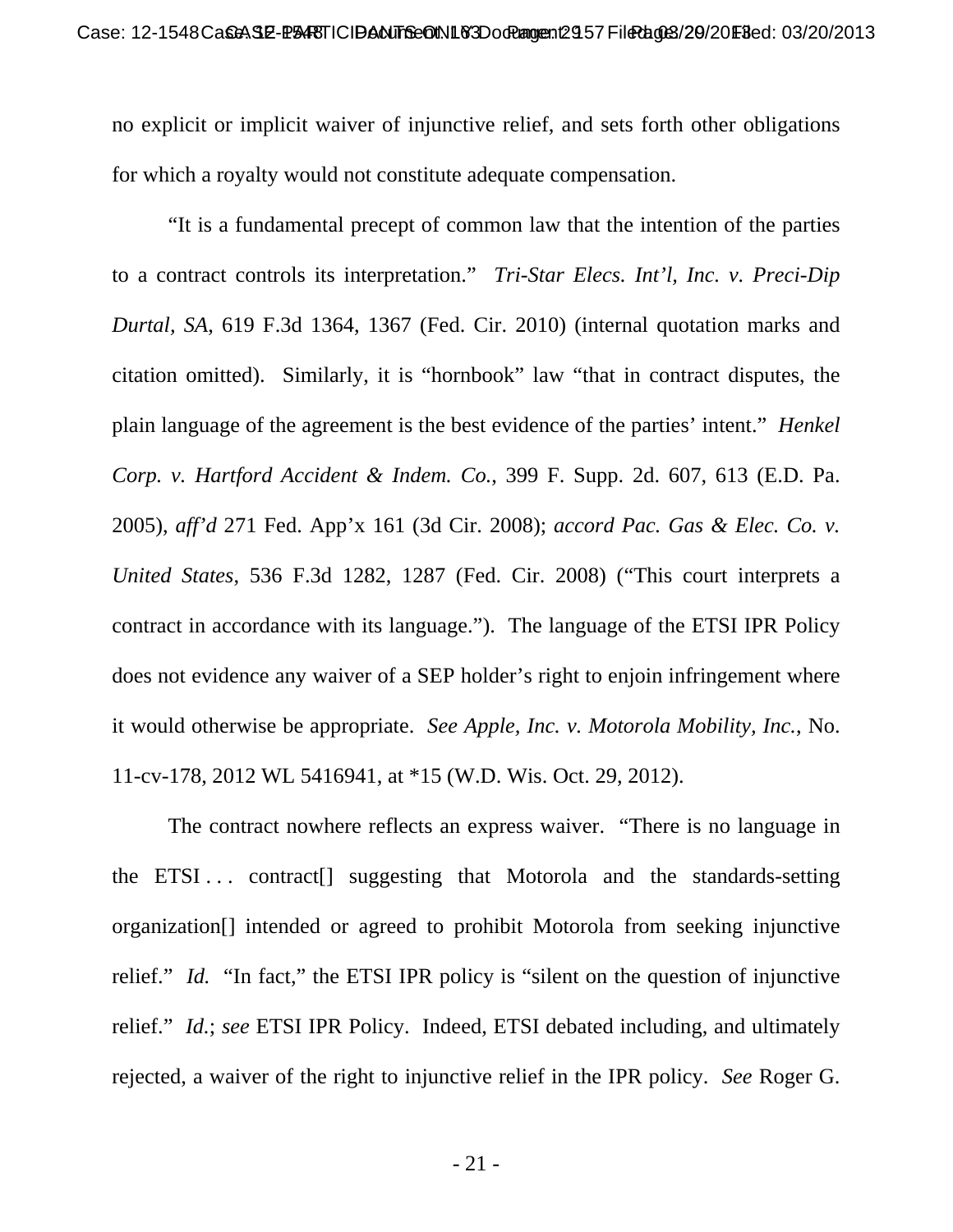no explicit or implicit waiver of injunctive relief, and sets forth other obligations for which a royalty would not constitute adequate compensation.

"It is a fundamental precept of common law that the intention of the parties to a contract controls its interpretation." *Tri-Star Elecs. Int'l, Inc. v. Preci-Dip Durtal, SA*, 619 F.3d 1364, 1367 (Fed. Cir. 2010) (internal quotation marks and citation omitted). Similarly, it is "hornbook" law "that in contract disputes, the plain language of the agreement is the best evidence of the parties' intent." *Henkel Corp. v. Hartford Accident & Indem. Co.*, 399 F. Supp. 2d. 607, 613 (E.D. Pa. 2005), *aff'd* 271 Fed. App'x 161 (3d Cir. 2008); *accord Pac. Gas & Elec. Co. v. United States*, 536 F.3d 1282, 1287 (Fed. Cir. 2008) ("This court interprets a contract in accordance with its language."). The language of the ETSI IPR Policy does not evidence any waiver of a SEP holder's right to enjoin infringement where it would otherwise be appropriate. *See Apple, Inc. v. Motorola Mobility, Inc.*, No. 11-cv-178, 2012 WL 5416941, at *15 (W.D. Wis. Oct. 29, 2012).

The contract nowhere reflects an express waiver. "There is no language in the ETSI . . . contract[] suggesting that Motorola and the standards-setting organization[] intended or agreed to prohibit Motorola from seeking injunctive relief." *Id.* "In fact," the ETSI IPR policy is "silent on the question of injunctive relief." *Id.*; *see* ETSI IPR Policy. Indeed, ETSI debated including, and ultimately rejected, a waiver of the right to injunctive relief in the IPR policy. *See* Roger G.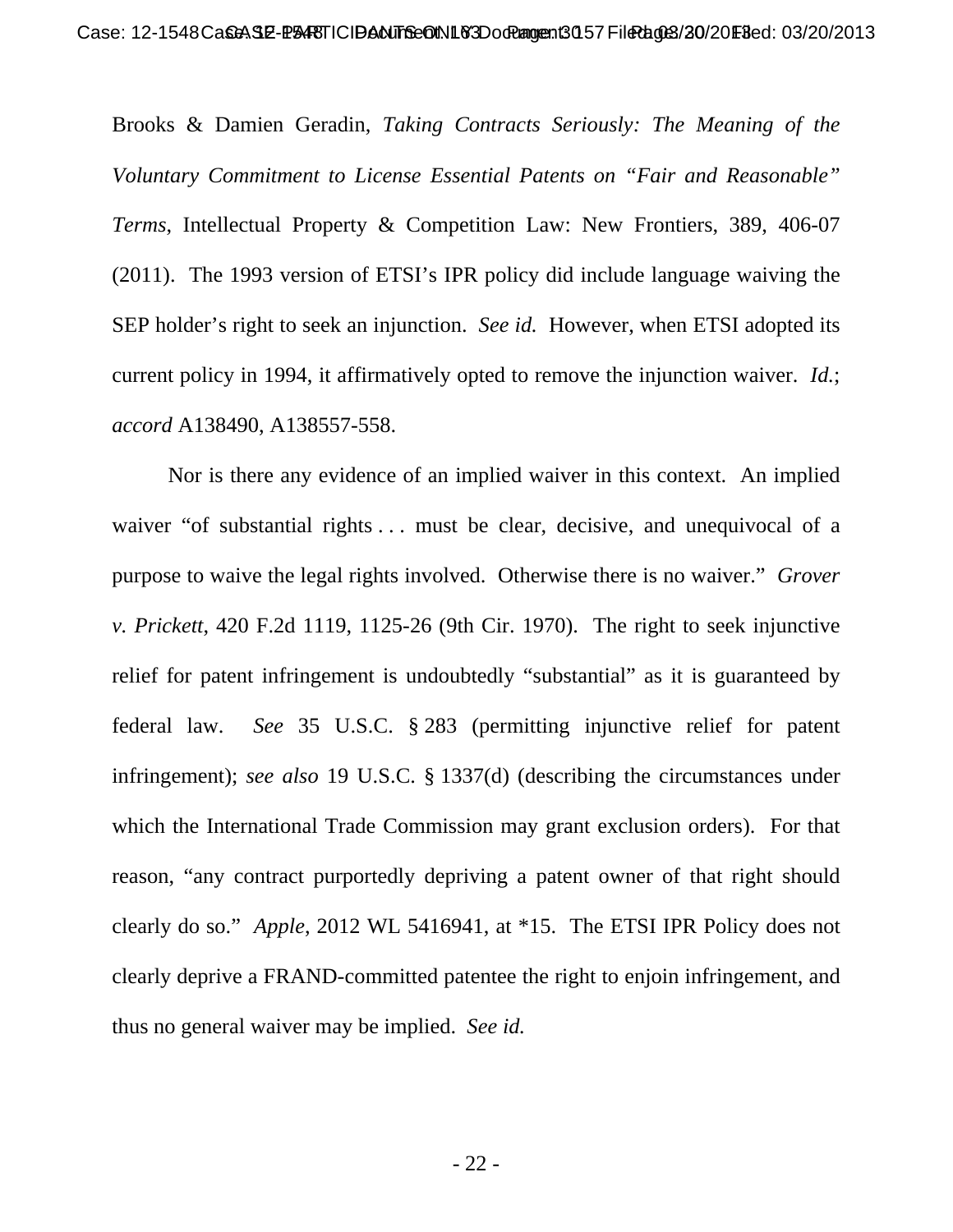Brooks & Damien Geradin, *Taking Contracts Seriously: The Meaning of the Voluntary Commitment to License Essential Patents on "Fair and Reasonable" Terms*, Intellectual Property & Competition Law: New Frontiers, 389, 406-07 (2011). The 1993 version of ETSI's IPR policy did include language waiving the SEP holder's right to seek an injunction. *See id.* However, when ETSI adopted its current policy in 1994, it affirmatively opted to remove the injunction waiver. *Id.*; *accord* A138490, A138557-558.

Nor is there any evidence of an implied waiver in this context. An implied waiver "of substantial rights . . . must be clear, decisive, and unequivocal of a purpose to waive the legal rights involved. Otherwise there is no waiver." *Grover v. Prickett*, 420 F.2d 1119, 1125-26 (9th Cir. 1970). The right to seek injunctive relief for patent infringement is undoubtedly "substantial" as it is guaranteed by federal law. *See* 35 U.S.C. § 283 (permitting injunctive relief for patent infringement); *see also* 19 U.S.C. § 1337(d) (describing the circumstances under which the International Trade Commission may grant exclusion orders). For that reason, "any contract purportedly depriving a patent owner of that right should clearly do so." *Apple*, 2012 WL 5416941, at *15. The ETSI IPR Policy does not clearly deprive a FRAND-committed patentee the right to enjoin infringement, and thus no general waiver may be implied. *See id.*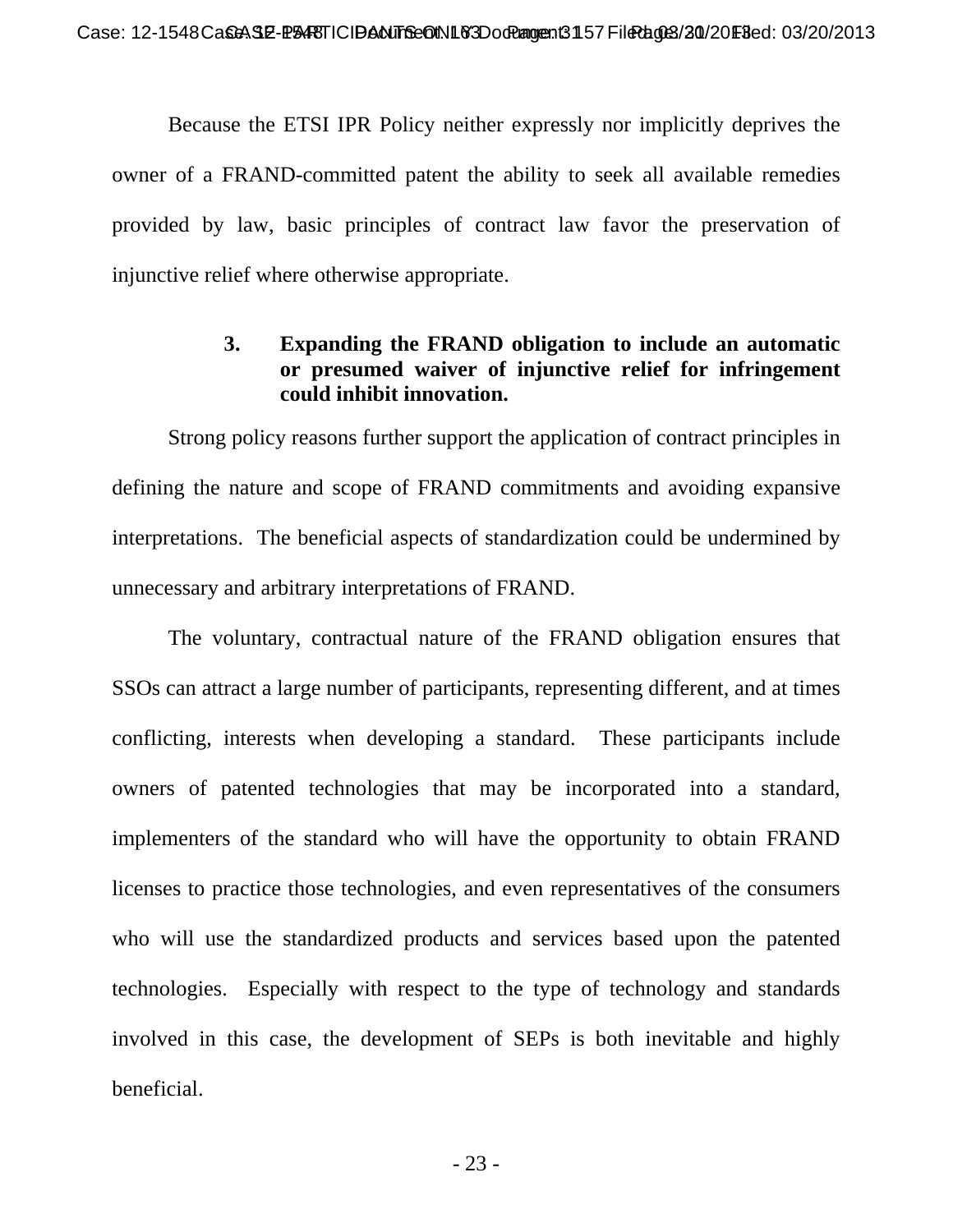Because the ETSI IPR Policy neither expressly nor implicitly deprives the owner of a FRAND-committed patent the ability to seek all available remedies provided by law, basic principles of contract law favor the preservation of injunctive relief where otherwise appropriate.

**3. Expanding the FRAND obligation to include an automatic or presumed waiver of injunctive relief for infringement could inhibit innovation.**

Strong policy reasons further support the application of contract principles in defining the nature and scope of FRAND commitments and avoiding expansive interpretations. The beneficial aspects of standardization could be undermined by unnecessary and arbitrary interpretations of FRAND.

The voluntary, contractual nature of the FRAND obligation ensures that SSOs can attract a large number of participants, representing different, and at times conflicting, interests when developing a standard. These participants include owners of patented technologies that may be incorporated into a standard, implementers of the standard who will have the opportunity to obtain FRAND licenses to practice those technologies, and even representatives of the consumers who will use the standardized products and services based upon the patented technologies. Especially with respect to the type of technology and standards involved in this case, the development of SEPs is both inevitable and highly beneficial.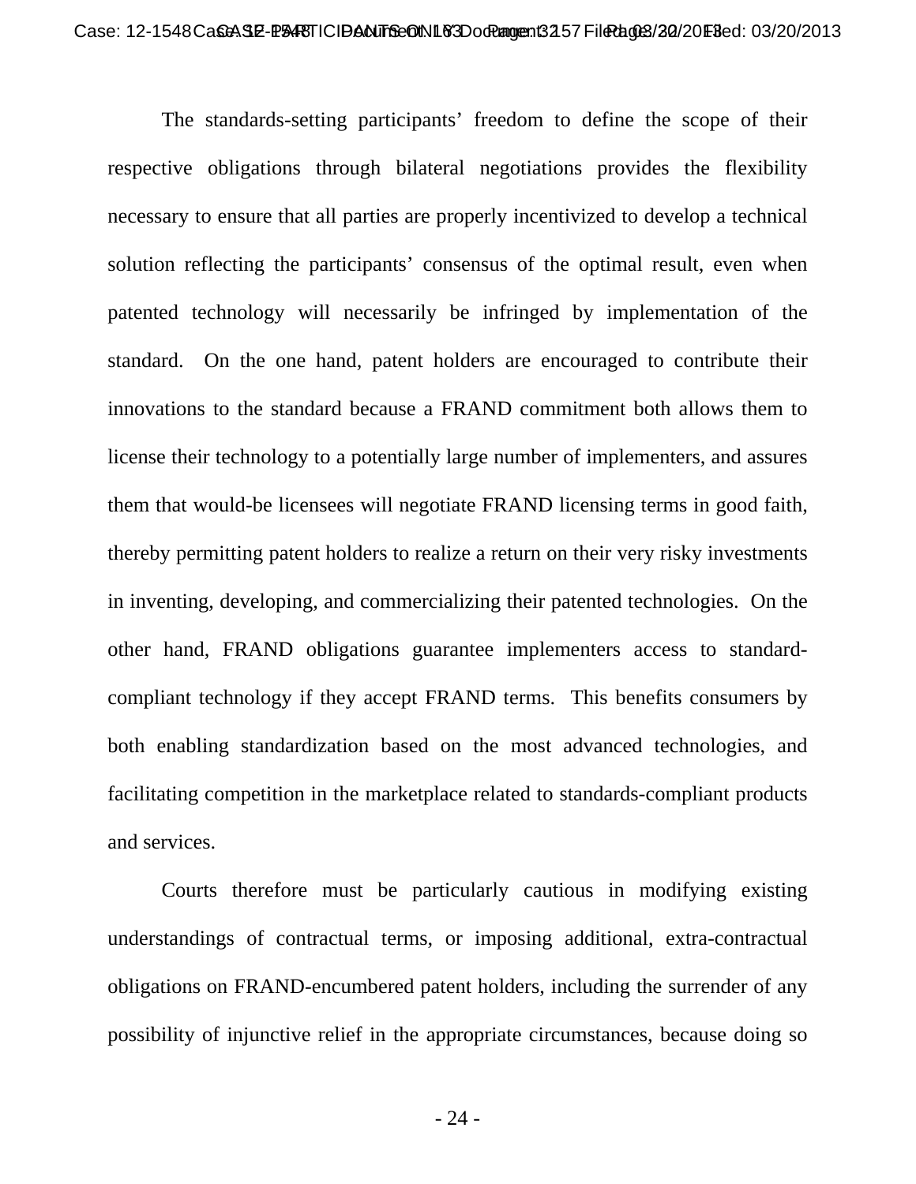The standards-setting participants' freedom to define the scope of their respective obligations through bilateral negotiations provides the flexibility necessary to ensure that all parties are properly incentivized to develop a technical solution reflecting the participants' consensus of the optimal result, even when patented technology will necessarily be infringed by implementation of the standard. On the one hand, patent holders are encouraged to contribute their innovations to the standard because a FRAND commitment both allows them to license their technology to a potentially large number of implementers, and assures them that would-be licensees will negotiate FRAND licensing terms in good faith, thereby permitting patent holders to realize a return on their very risky investments in inventing, developing, and commercializing their patented technologies. On the other hand, FRAND obligations guarantee implementers access to standard-compliant technology if they accept FRAND terms. This benefits consumers by both enabling standardization based on the most advanced technologies, and facilitating competition in the marketplace related to standards-compliant products and services.

Courts therefore must be particularly cautious in modifying existing understandings of contractual terms, or imposing additional, extra-contractual obligations on FRAND-encumbered patent holders, including the surrender of any possibility of injunctive relief in the appropriate circumstances, because doing so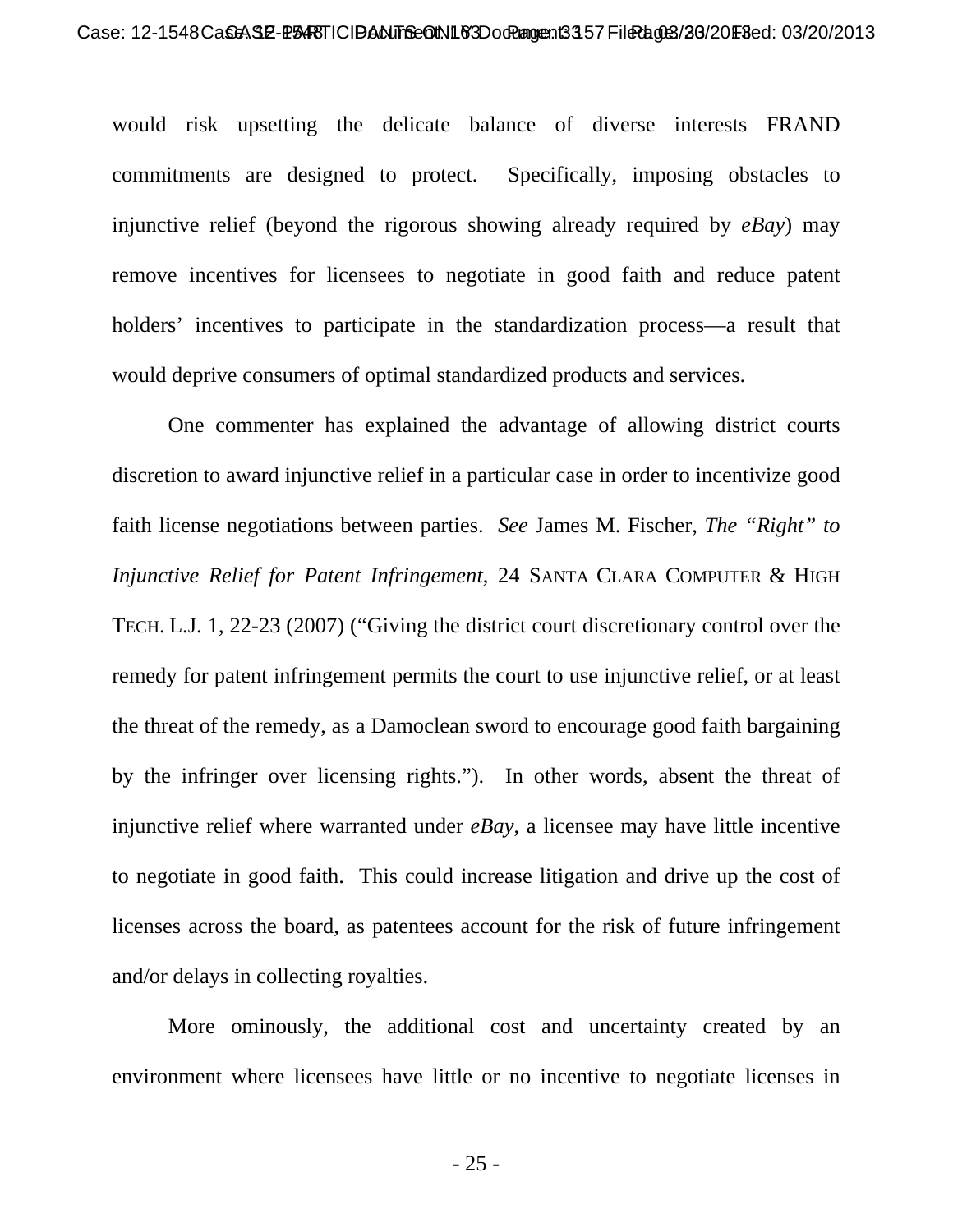would risk upsetting the delicate balance of diverse interests FRAND commitments are designed to protect. Specifically, imposing obstacles to injunctive relief (beyond the rigorous showing already required by *eBay*) may remove incentives for licensees to negotiate in good faith and reduce patent holders' incentives to participate in the standardization process—a result that would deprive consumers of optimal standardized products and services.

One commenter has explained the advantage of allowing district courts discretion to award injunctive relief in a particular case in order to incentivize good faith license negotiations between parties. *See* James M. Fischer, *The "Right" to Injunctive Relief for Patent Infringement*, 24 SANTA CLARA COMPUTER & HIGH TECH. L.J. 1, 22-23 (2007) ("Giving the district court discretionary control over the remedy for patent infringement permits the court to use injunctive relief, or at least the threat of the remedy, as a Damoclean sword to encourage good faith bargaining by the infringer over licensing rights."). In other words, absent the threat of injunctive relief where warranted under *eBay*, a licensee may have little incentive to negotiate in good faith. This could increase litigation and drive up the cost of licenses across the board, as patentees account for the risk of future infringement and/or delays in collecting royalties.

More ominously, the additional cost and uncertainty created by an environment where licensees have little or no incentive to negotiate licenses in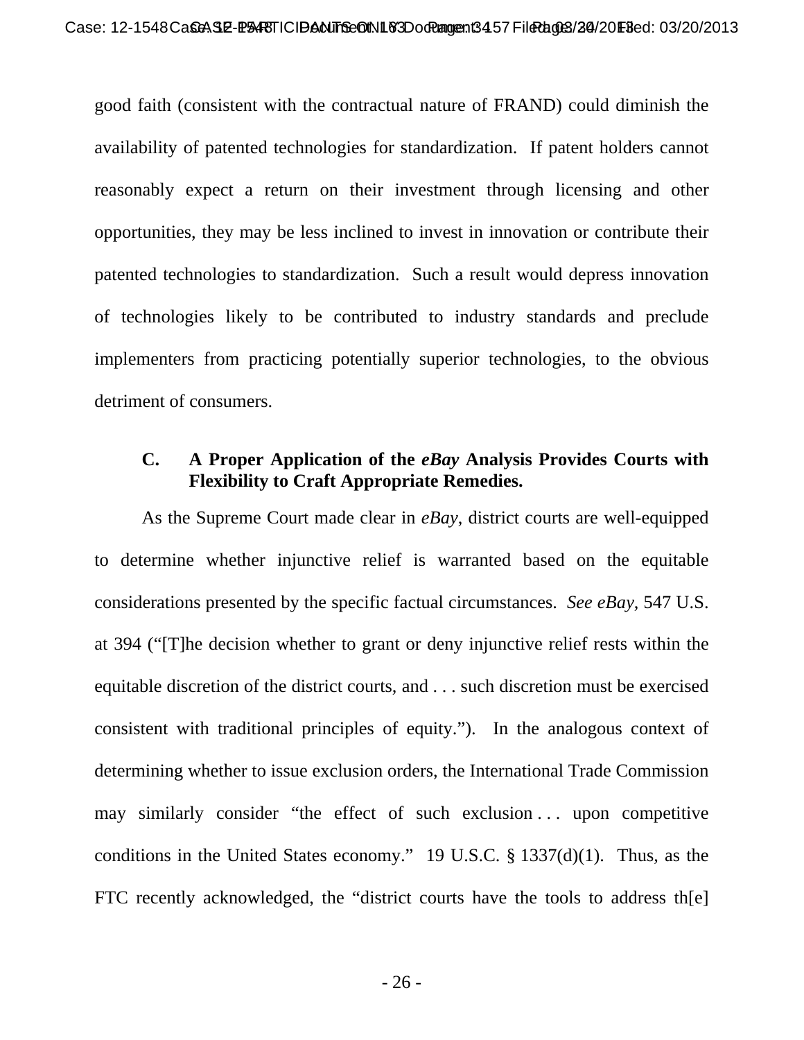good faith (consistent with the contractual nature of FRAND) could diminish the availability of patented technologies for standardization. If patent holders cannot reasonably expect a return on their investment through licensing and other opportunities, they may be less inclined to invest in innovation or contribute their patented technologies to standardization. Such a result would depress innovation of technologies likely to be contributed to industry standards and preclude implementers from practicing potentially superior technologies, to the obvious detriment of consumers.

### C. A Proper Application of the *eBay* Analysis Provides Courts with Flexibility to Craft Appropriate Remedies.

As the Supreme Court made clear in *eBay*, district courts are well-equipped to determine whether injunctive relief is warranted based on the equitable considerations presented by the specific factual circumstances. *See eBay*, 547 U.S. at 394 ("[T]he decision whether to grant or deny injunctive relief rests within the equitable discretion of the district courts, and . . . such discretion must be exercised consistent with traditional principles of equity."). In the analogous context of determining whether to issue exclusion orders, the International Trade Commission may similarly consider "the effect of such exclusion . . . upon competitive conditions in the United States economy." 19 U.S.C. § 1337(d)(1). Thus, as the FTC recently acknowledged, the "district courts have the tools to address th[e]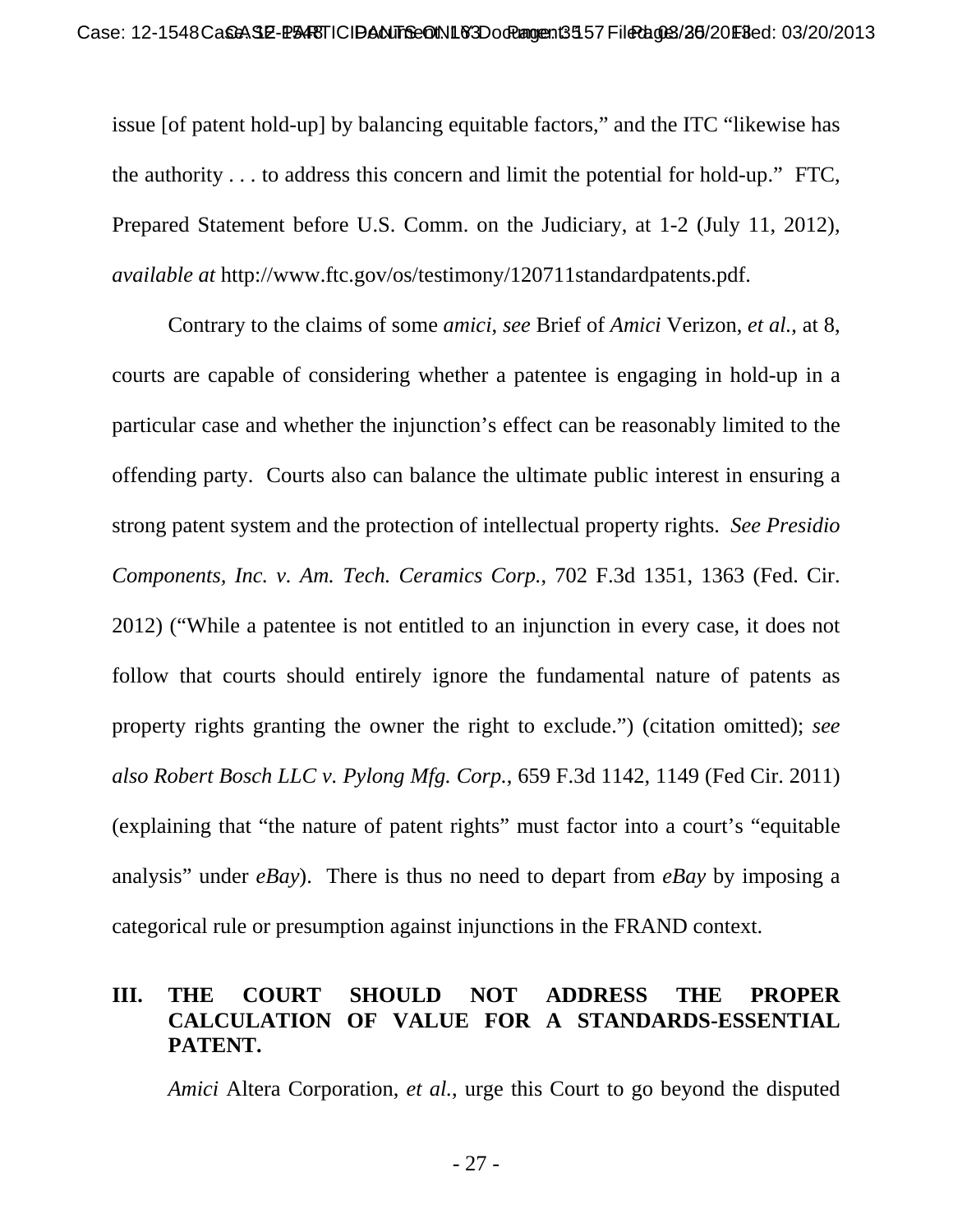issue [of patent hold-up] by balancing equitable factors," and the ITC "likewise has the authority . . . to address this concern and limit the potential for hold-up." FTC, Prepared Statement before U.S. Comm. on the Judiciary, at 1-2 (July 11, 2012), *available at* http://www.ftc.gov/os/testimony/120711standardpatents.pdf.

Contrary to the claims of some *amici*, *see* Brief of *Amici* Verizon, *et al.*, at 8, courts are capable of considering whether a patentee is engaging in hold-up in a particular case and whether the injunction's effect can be reasonably limited to the offending party. Courts also can balance the ultimate public interest in ensuring a strong patent system and the protection of intellectual property rights. *See Presidio Components, Inc. v. Am. Tech. Ceramics Corp.*, 702 F.3d 1351, 1363 (Fed. Cir. 2012) ("While a patentee is not entitled to an injunction in every case, it does not follow that courts should entirely ignore the fundamental nature of patents as property rights granting the owner the right to exclude.") (citation omitted); *see also Robert Bosch LLC v. Pylong Mfg. Corp.*, 659 F.3d 1142, 1149 (Fed Cir. 2011) (explaining that "the nature of patent rights" must factor into a court's "equitable analysis" under *eBay*). There is thus no need to depart from *eBay* by imposing a categorical rule or presumption against injunctions in the FRAND context.

## III. THE COURT SHOULD NOT ADDRESS THE PROPER CALCULATION OF VALUE FOR A STANDARDS-ESSENTIAL PATENT.

*Amici* Altera Corporation, *et al.*, urge this Court to go beyond the disputed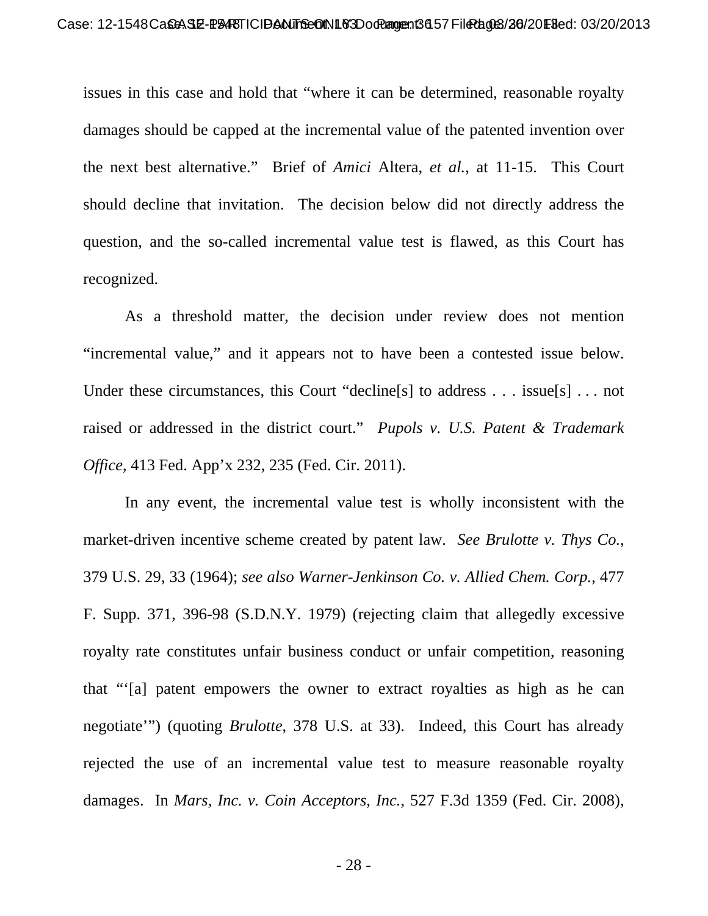issues in this case and hold that "where it can be determined, reasonable royalty damages should be capped at the incremental value of the patented invention over the next best alternative." Brief of *Amici* Altera, *et al.*, at 11-15. This Court should decline that invitation. The decision below did not directly address the question, and the so-called incremental value test is flawed, as this Court has recognized.

As a threshold matter, the decision under review does not mention "incremental value," and it appears not to have been a contested issue below. Under these circumstances, this Court "decline[s] to address . . . issue[s] . . . not raised or addressed in the district court." *Pupols v. U.S. Patent & Trademark Office*, 413 Fed. App'x 232, 235 (Fed. Cir. 2011).

In any event, the incremental value test is wholly inconsistent with the market-driven incentive scheme created by patent law. *See Brulotte v. Thys Co.*, 379 U.S. 29, 33 (1964); *see also Warner-Jenkinson Co. v. Allied Chem. Corp.*, 477 F. Supp. 371, 396-98 (S.D.N.Y. 1979) (rejecting claim that allegedly excessive royalty rate constitutes unfair business conduct or unfair competition, reasoning that "'[a] patent empowers the owner to extract royalties as high as he can negotiate'") (quoting *Brulotte*, 378 U.S. at 33). Indeed, this Court has already rejected the use of an incremental value test to measure reasonable royalty damages. In *Mars, Inc. v. Coin Acceptors, Inc.*, 527 F.3d 1359 (Fed. Cir. 2008),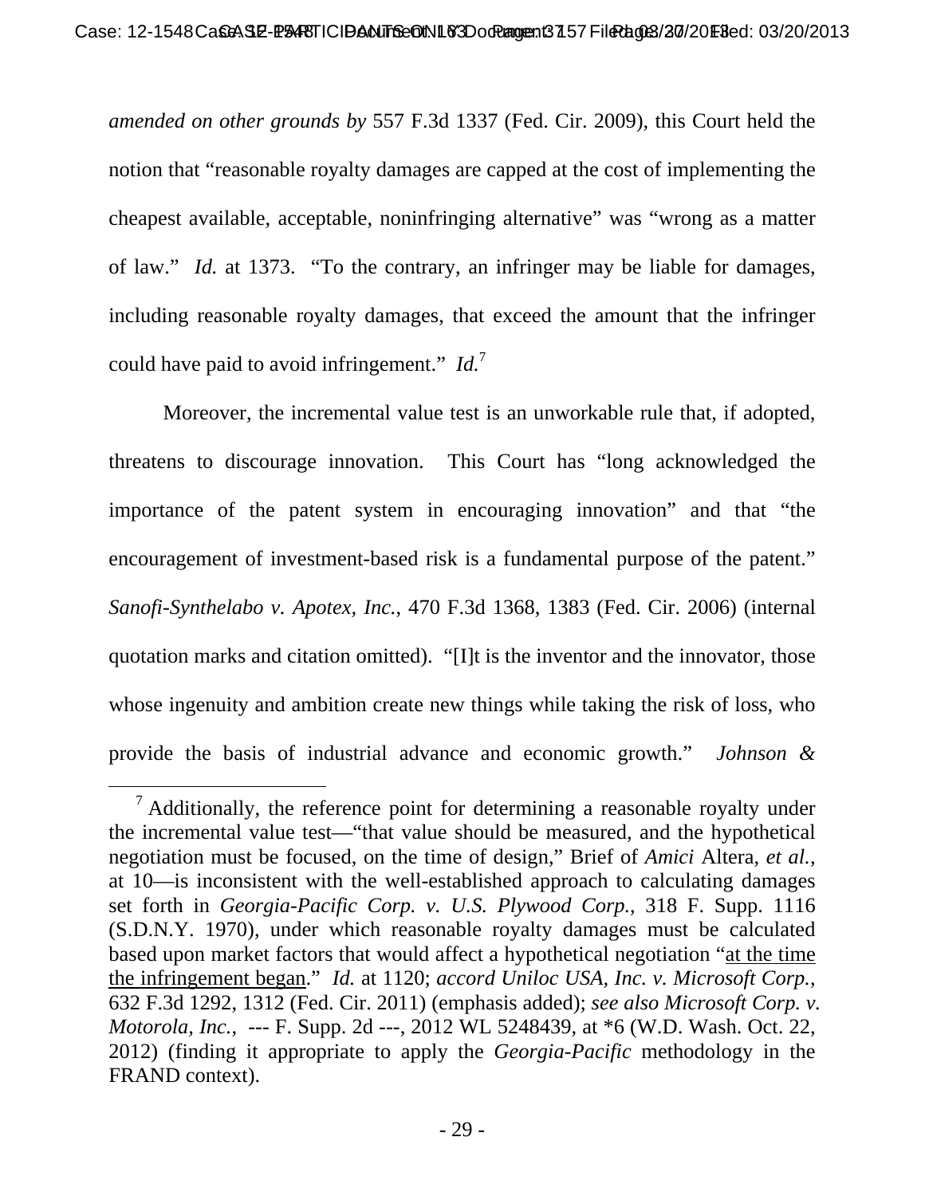*amended on other grounds by* 557 F.3d 1337 (Fed. Cir. 2009), this Court held the notion that "reasonable royalty damages are capped at the cost of implementing the cheapest available, acceptable, noninfringing alternative" was "wrong as a matter of law." *Id.* at 1373. "To the contrary, an infringer may be liable for damages, including reasonable royalty damages, that exceed the amount that the infringer could have paid to avoid infringement." *Id.*[7]

Moreover, the incremental value test is an unworkable rule that, if adopted, threatens to discourage innovation. This Court has "long acknowledged the importance of the patent system in encouraging innovation" and that "the encouragement of investment-based risk is a fundamental purpose of the patent." *Sanofi-Synthelabo v. Apotex, Inc.*, 470 F.3d 1368, 1383 (Fed. Cir. 2006) (internal quotation marks and citation omitted). "[I]t is the inventor and the innovator, those whose ingenuity and ambition create new things while taking the risk of loss, who provide the basis of industrial advance and economic growth." *Johnson &*

---

[7] Additionally, the reference point for determining a reasonable royalty under the incremental value test—"that value should be measured, and the hypothetical negotiation must be focused, on the time of design," Brief of *Amici* Altera, *et al.*, at 10—is inconsistent with the well-established approach to calculating damages set forth in *Georgia-Pacific Corp. v. U.S. Plywood Corp.*, 318 F. Supp. 1116 (S.D.N.Y. 1970), under which reasonable royalty damages must be calculated based upon market factors that would affect a hypothetical negotiation "<u>at the time the infringement began</u>." *Id.* at 1120; *accord Uniloc USA, Inc. v. Microsoft Corp.*, 632 F.3d 1292, 1312 (Fed. Cir. 2011) (emphasis added); *see also Microsoft Corp. v. Motorola, Inc.*, --- F. Supp. 2d ---, 2012 WL 5248439, at *6 (W.D. Wash. Oct. 22, 2012) (finding it appropriate to apply the *Georgia-Pacific* methodology in the FRAND context).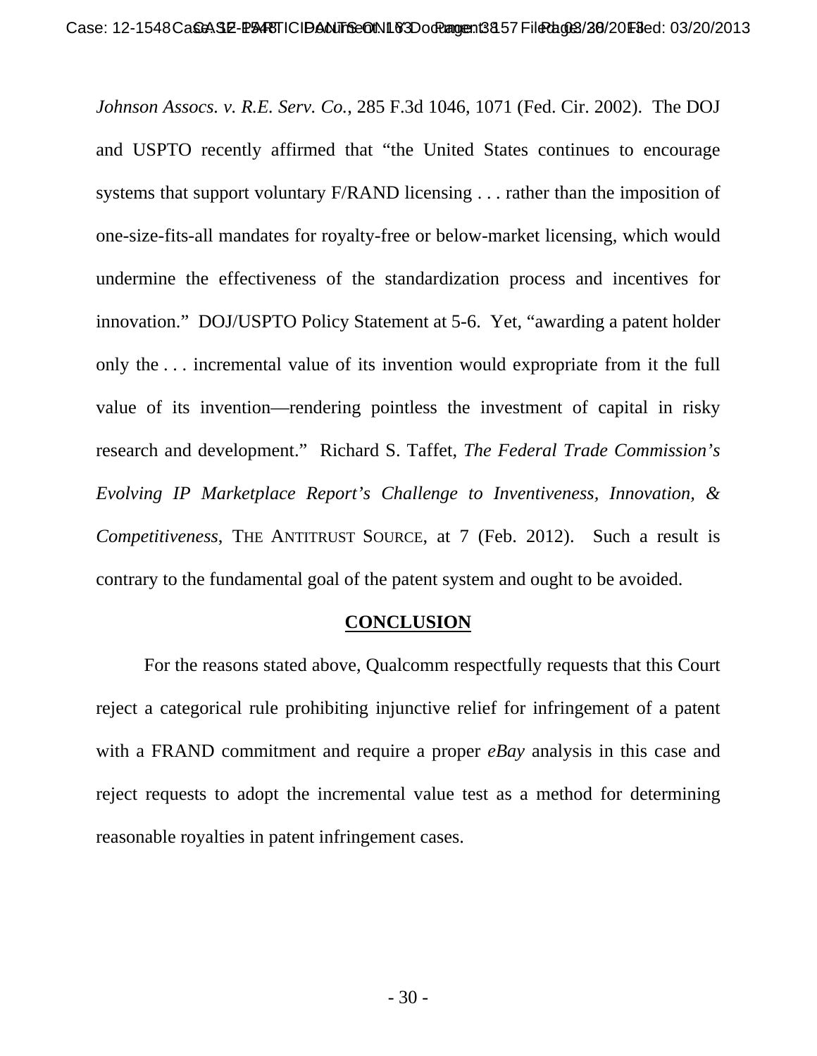*Johnson Assocs. v. R.E. Serv. Co.*, 285 F.3d 1046, 1071 (Fed. Cir. 2002). The DOJ and USPTO recently affirmed that "the United States continues to encourage systems that support voluntary F/RAND licensing . . . rather than the imposition of one-size-fits-all mandates for royalty-free or below-market licensing, which would undermine the effectiveness of the standardization process and incentives for innovation." DOJ/USPTO Policy Statement at 5-6. Yet, "awarding a patent holder only the . . . incremental value of its invention would expropriate from it the full value of its invention—rendering pointless the investment of capital in risky research and development." Richard S. Taffet, *The Federal Trade Commission's Evolving IP Marketplace Report's Challenge to Inventiveness, Innovation, & Competitiveness*, THE ANTITRUST SOURCE, at 7 (Feb. 2012). Such a result is contrary to the fundamental goal of the patent system and ought to be avoided.

## CONCLUSION

For the reasons stated above, Qualcomm respectfully requests that this Court reject a categorical rule prohibiting injunctive relief for infringement of a patent with a FRAND commitment and require a proper *eBay* analysis in this case and reject requests to adopt the incremental value test as a method for determining reasonable royalties in patent infringement cases.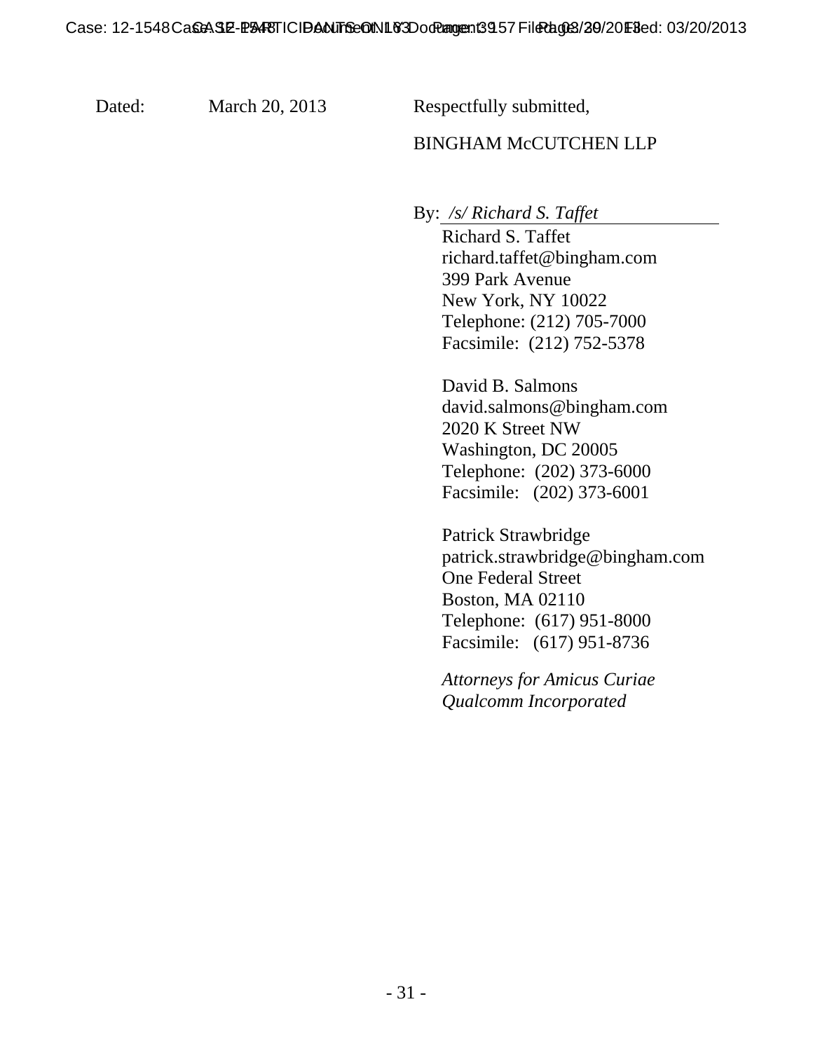Dated: March 20, 2013

Respectfully submitted,

BINGHAM McCUTCHEN LLP

By: */s/ Richard S. Taffet*

Richard S. Taffet
richard.taffet@bingham.com
399 Park Avenue
New York, NY 10022
Telephone: (212) 705-7000
Facsimile: (212) 752-5378

David B. Salmons
david.salmons@bingham.com
2020 K Street NW
Washington, DC 20005
Telephone: (202) 373-6000
Facsimile: (202) 373-6001

Patrick Strawbridge
patrick.strawbridge@bingham.com
One Federal Street
Boston, MA 02110
Telephone: (617) 951-8000
Facsimile: (617) 951-8736

*Attorneys for Amicus Curiae Qualcomm Incorporated*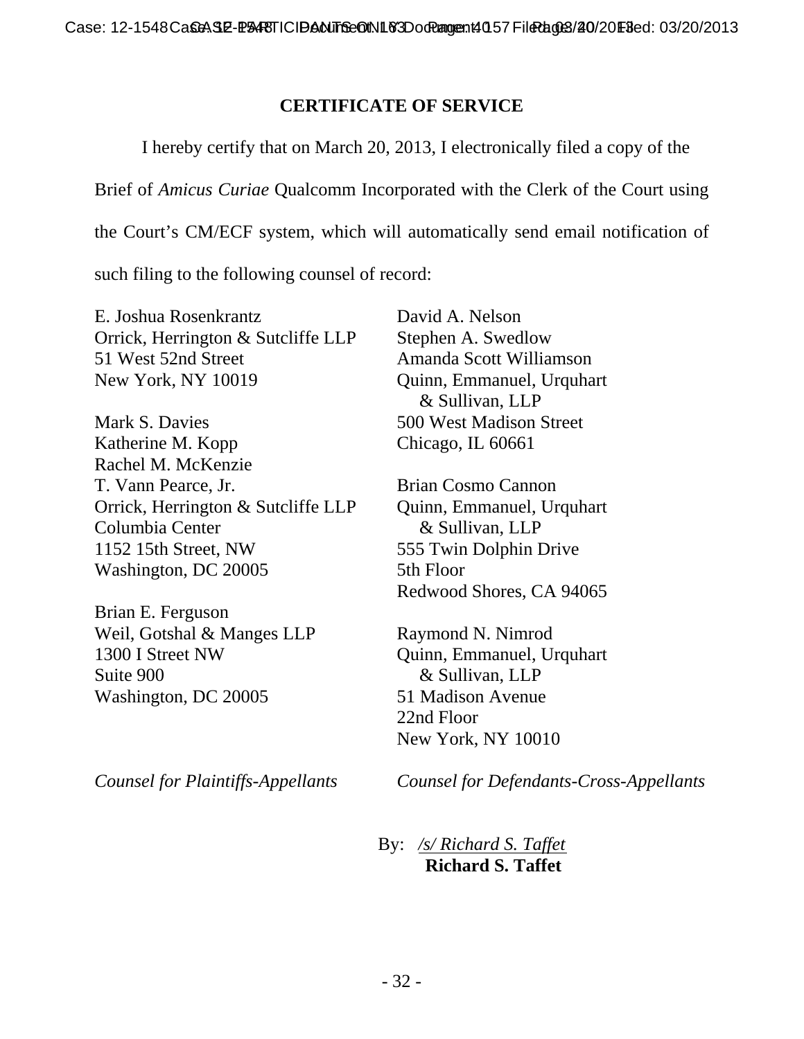## CERTIFICATE OF SERVICE

I hereby certify that on March 20, 2013, I electronically filed a copy of the Brief of *Amicus Curiae* Qualcomm Incorporated with the Clerk of the Court using the Court's CM/ECF system, which will automatically send email notification of such filing to the following counsel of record:

E. Joshua Rosenkrantz
Orrick, Herrington & Sutcliffe LLP
51 West 52nd Street
New York, NY 10019

Mark S. Davies
Katherine M. Kopp
Rachel M. McKenzie
T. Vann Pearce, Jr.
Orrick, Herrington & Sutcliffe LLP
Columbia Center
1152 15th Street, NW
Washington, DC 20005

Brian E. Ferguson
Weil, Gotshal & Manges LLP
1300 I Street NW
Suite 900
Washington, DC 20005

*Counsel for Plaintiffs-Appellants*

David A. Nelson
Stephen A. Swedlow
Amanda Scott Williamson
Quinn, Emmanuel, Urquhart & Sullivan, LLP
500 West Madison Street
Chicago, IL 60661

Brian Cosmo Cannon
Quinn, Emmanuel, Urquhart & Sullivan, LLP
555 Twin Dolphin Drive
5th Floor
Redwood Shores, CA 94065

Raymond N. Nimrod
Quinn, Emmanuel, Urquhart & Sullivan, LLP
51 Madison Avenue
22nd Floor
New York, NY 10010

*Counsel for Defendants-Cross-Appellants*

By: /s/ Richard S. Taffet
**Richard S. Taffet**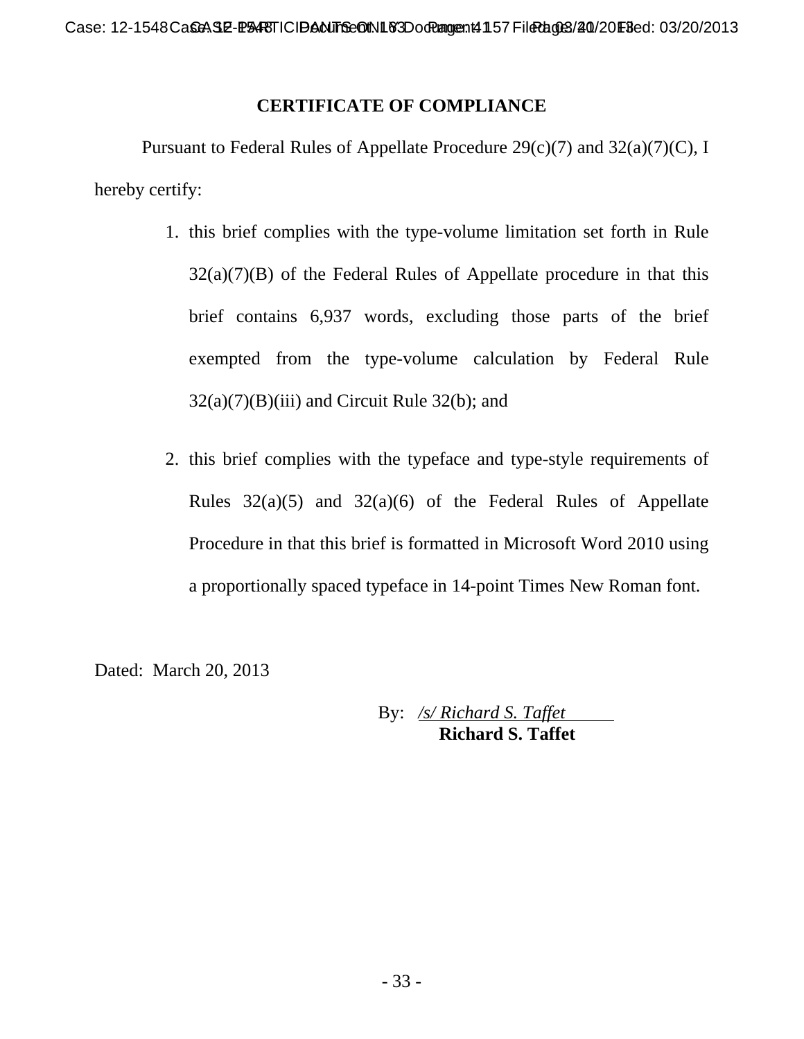## CERTIFICATE OF COMPLIANCE

Pursuant to Federal Rules of Appellate Procedure 29(c)(7) and 32(a)(7)(C), I hereby certify:

1. this brief complies with the type-volume limitation set forth in Rule 32(a)(7)(B) of the Federal Rules of Appellate procedure in that this brief contains 6,937 words, excluding those parts of the brief exempted from the type-volume calculation by Federal Rule 32(a)(7)(B)(iii) and Circuit Rule 32(b); and

2. this brief complies with the typeface and type-style requirements of Rules 32(a)(5) and 32(a)(6) of the Federal Rules of Appellate Procedure in that this brief is formatted in Microsoft Word 2010 using a proportionally spaced typeface in 14-point Times New Roman font.

Dated: March 20, 2013

By: */s/ Richard S. Taffet*
**Richard S. Taffet**